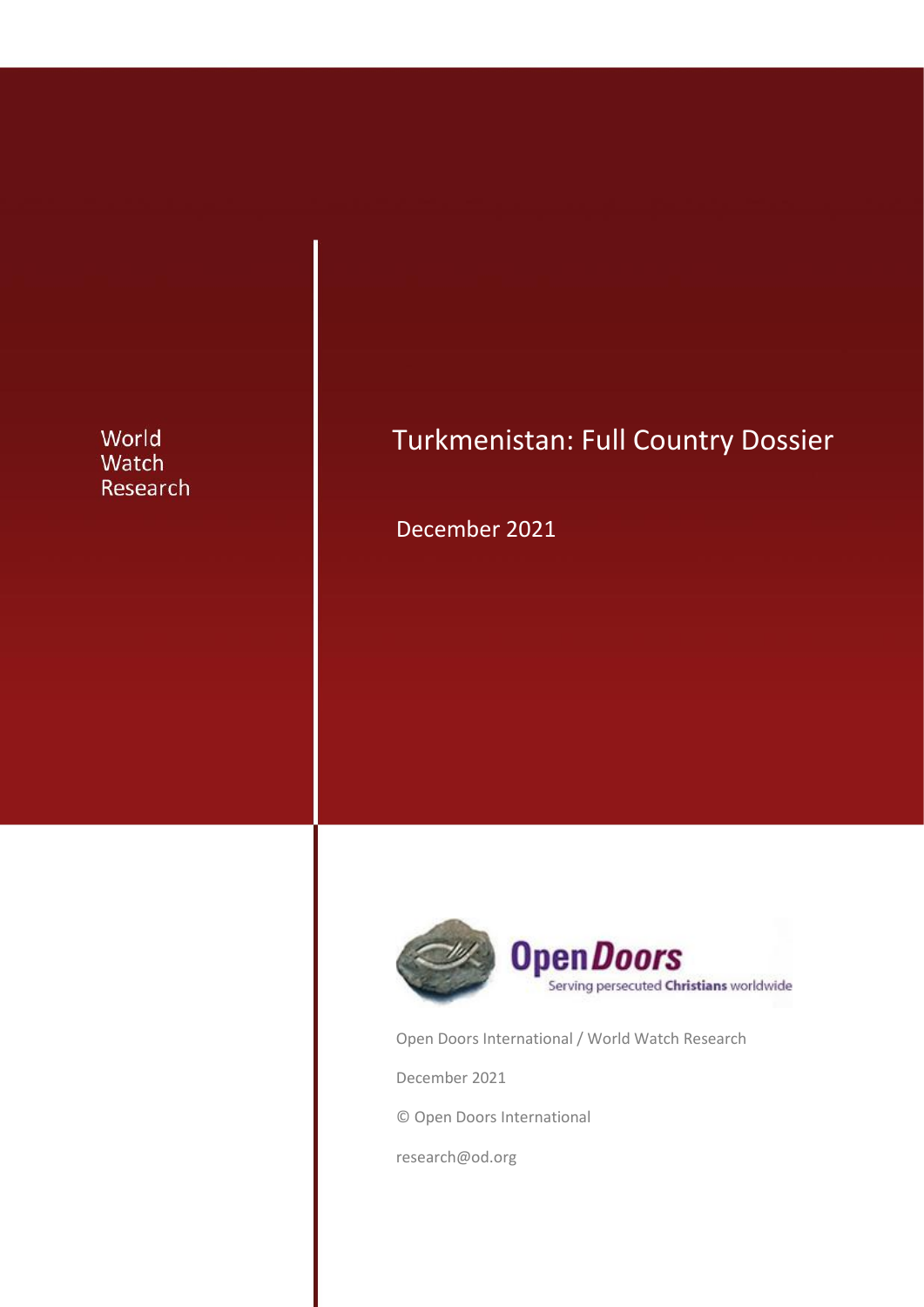World Watch Research

# Turkmenistan: Full Country Dossier

December 2021

OpenDoors
Serving persecuted Christians worldwide

Open Doors International / World Watch Research

December 2021

© Open Doors International

research@od.org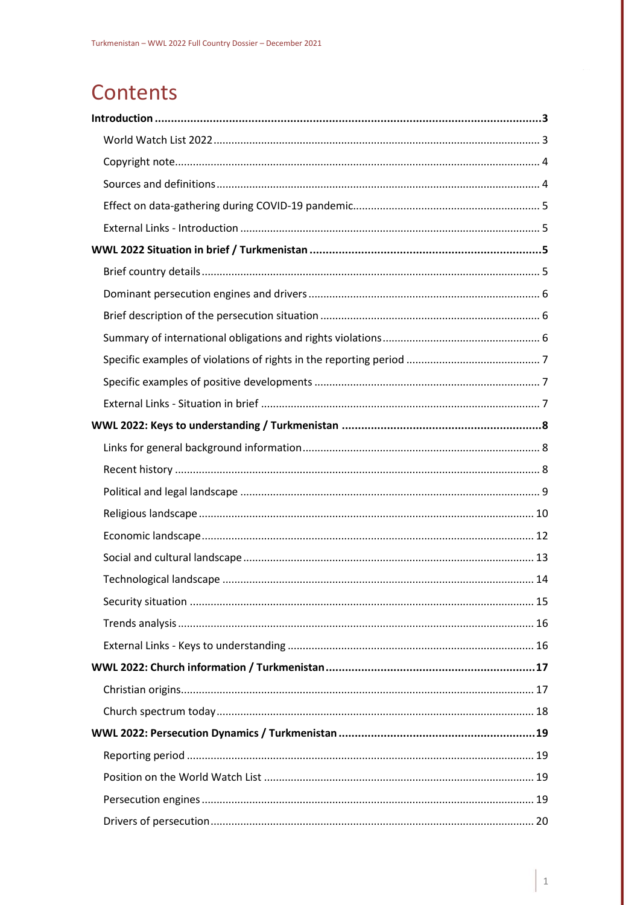# Contents

**Introduction ....................................................................................................................3**

World Watch List 2022 ....................................................................................................... 3

Copyright note.................................................................................................................... 4

Sources and definitions ...................................................................................................... 4

Effect on data-gathering during COVID-19 pandemic......................................................... 5

External Links - Introduction .............................................................................................. 5

**WWL 2022 Situation in brief / Turkmenistan .......................................................................5**

Brief country details ........................................................................................................... 5

Dominant persecution engines and drivers ........................................................................ 6

Brief description of the persecution situation .................................................................... 6

Summary of international obligations and rights violations ............................................... 6

Specific examples of violations of rights in the reporting period ........................................ 7

Specific examples of positive developments ...................................................................... 7

External Links - Situation in brief ........................................................................................ 7

**WWL 2022: Keys to understanding / Turkmenistan ............................................................8**

Links for general background information.......................................................................... 8

Recent history .................................................................................................................... 8

Political and legal landscape ............................................................................................... 9

Religious landscape ........................................................................................................... 10

Economic landscape .......................................................................................................... 12

Social and cultural landscape ............................................................................................ 13

Technological landscape ................................................................................................... 14

Security situation .............................................................................................................. 15

Trends analysis .................................................................................................................. 16

External Links - Keys to understanding .............................................................................. 16

**WWL 2022: Church information / Turkmenistan ..............................................................17**

Christian origins................................................................................................................. 17

Church spectrum today ..................................................................................................... 18

**WWL 2022: Persecution Dynamics / Turkmenistan ...........................................................19**

Reporting period ............................................................................................................... 19

Position on the World Watch List ...................................................................................... 19

Persecution engines .......................................................................................................... 19

Drivers of persecution ....................................................................................................... 20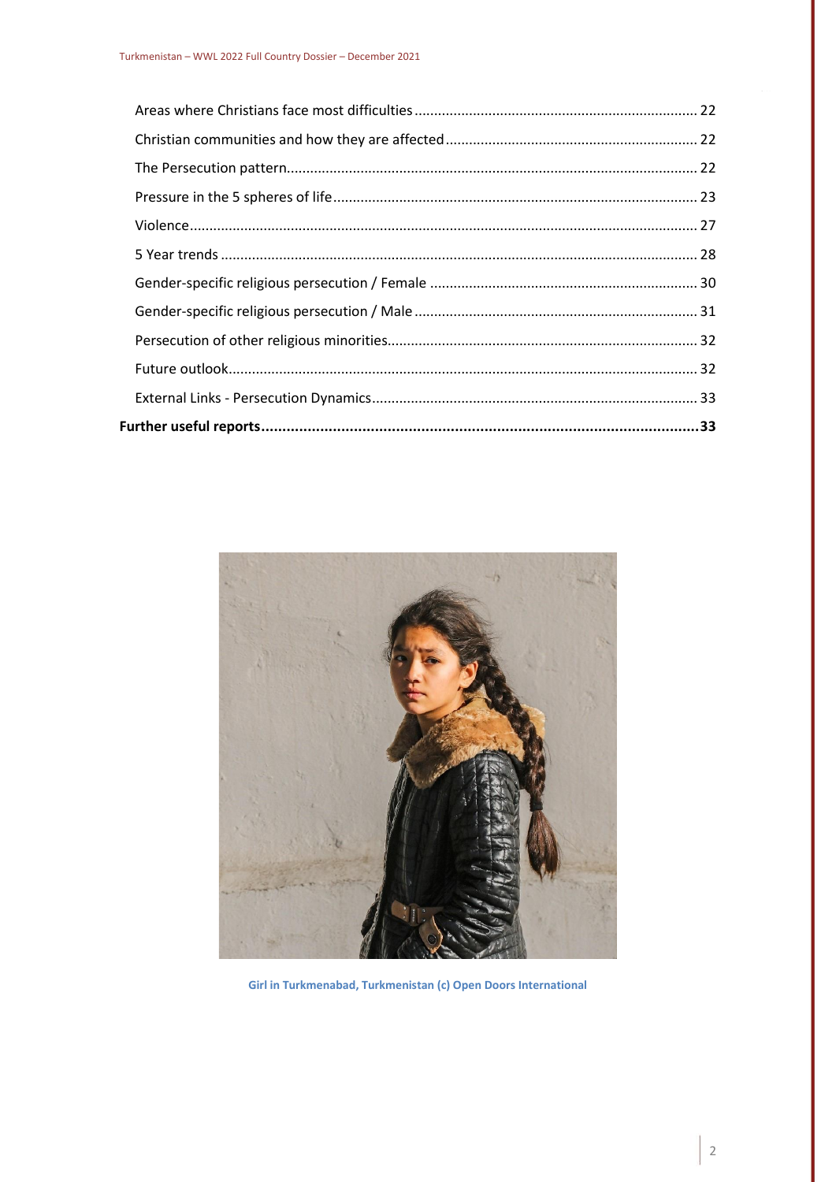- Areas where Christians face most difficulties ........ 22
- Christian communities and how they are affected ........ 22
- The Persecution pattern........ 22
- Pressure in the 5 spheres of life........ 23
- Violence........ 27
- 5 Year trends ........ 28
- Gender-specific religious persecution / Female ........ 30
- Gender-specific religious persecution / Male ........ 31
- Persecution of other religious minorities........ 32
- Future outlook........ 32
- External Links - Persecution Dynamics........ 33

**Further useful reports........33**

Girl in Turkmenabad, Turkmenistan (c) Open Doors International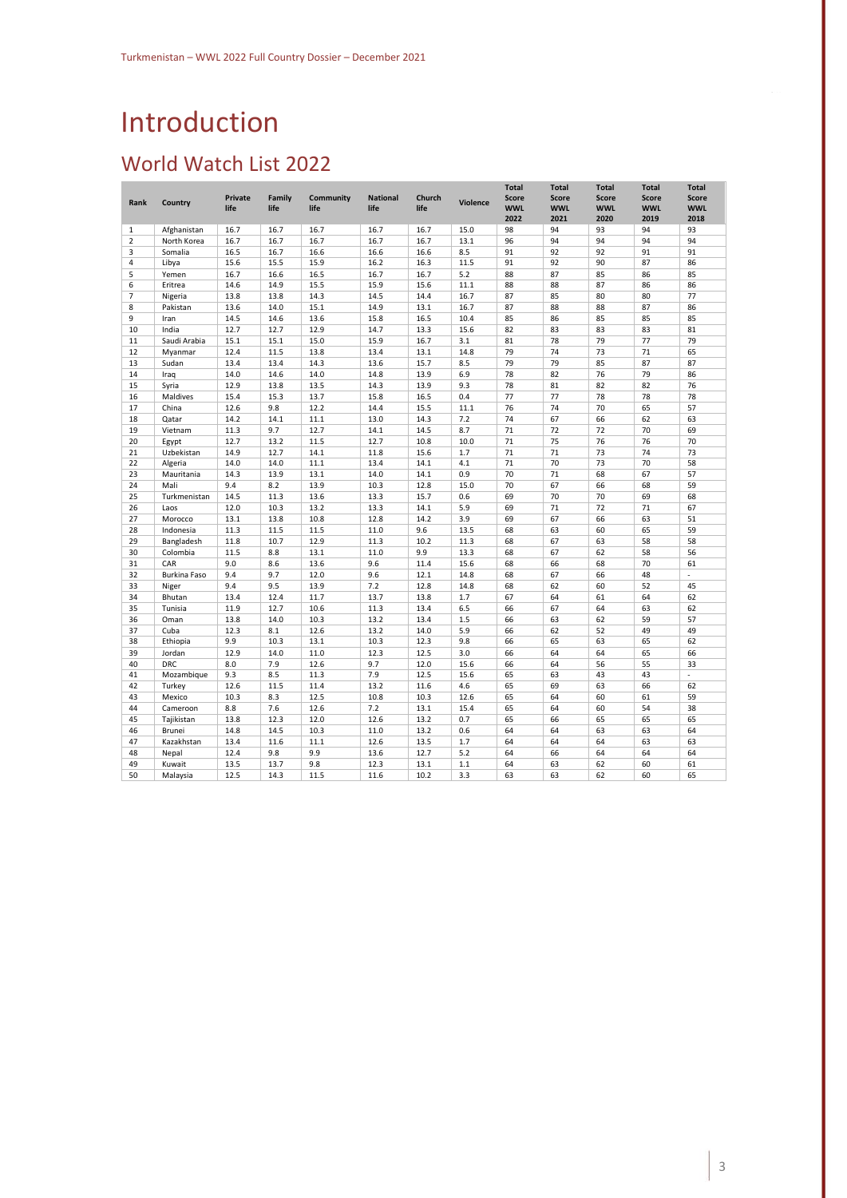# Introduction

## World Watch List 2022

| Rank | Country | Private life | Family life | Community life | National life | Church life | Violence | Total Score WWL 2022 | Total Score WWL 2021 | Total Score WWL 2020 | Total Score WWL 2019 | Total Score WWL 2018 |
|---|---|---|---|---|---|---|---|---|---|---|---|---|
| 1 | Afghanistan | 16.7 | 16.7 | 16.7 | 16.7 | 16.7 | 15.0 | 98 | 94 | 93 | 94 | 93 |
| 2 | North Korea | 16.7 | 16.7 | 16.7 | 16.7 | 16.7 | 13.1 | 96 | 94 | 94 | 94 | 94 |
| 3 | Somalia | 16.5 | 16.7 | 16.6 | 16.6 | 16.6 | 8.5 | 91 | 92 | 92 | 91 | 91 |
| 4 | Libya | 15.6 | 15.5 | 15.9 | 16.2 | 16.3 | 11.5 | 91 | 92 | 90 | 87 | 86 |
| 5 | Yemen | 16.7 | 16.6 | 16.5 | 16.7 | 16.7 | 5.2 | 88 | 87 | 85 | 86 | 85 |
| 6 | Eritrea | 14.6 | 14.9 | 15.5 | 15.9 | 15.6 | 11.1 | 88 | 88 | 87 | 86 | 86 |
| 7 | Nigeria | 13.8 | 13.8 | 14.3 | 14.5 | 14.4 | 16.7 | 87 | 85 | 80 | 80 | 77 |
| 8 | Pakistan | 13.6 | 14.0 | 15.1 | 14.9 | 13.1 | 16.7 | 87 | 88 | 88 | 87 | 86 |
| 9 | Iran | 14.5 | 14.6 | 13.6 | 15.8 | 16.5 | 10.4 | 85 | 86 | 85 | 85 | 85 |
| 10 | India | 12.7 | 12.7 | 12.9 | 14.7 | 13.3 | 15.6 | 82 | 83 | 83 | 83 | 81 |
| 11 | Saudi Arabia | 15.1 | 15.1 | 15.0 | 15.9 | 16.7 | 3.1 | 81 | 78 | 79 | 77 | 79 |
| 12 | Myanmar | 12.4 | 11.5 | 13.8 | 13.4 | 13.1 | 14.8 | 79 | 74 | 73 | 71 | 65 |
| 13 | Sudan | 13.4 | 13.4 | 14.3 | 13.6 | 15.7 | 8.5 | 79 | 79 | 85 | 87 | 87 |
| 14 | Iraq | 14.0 | 14.6 | 14.0 | 14.8 | 13.9 | 6.9 | 78 | 82 | 76 | 79 | 86 |
| 15 | Syria | 12.9 | 13.8 | 13.5 | 14.3 | 13.9 | 9.3 | 78 | 81 | 82 | 82 | 76 |
| 16 | Maldives | 15.4 | 15.3 | 13.7 | 15.8 | 16.5 | 0.4 | 77 | 77 | 78 | 78 | 78 |
| 17 | China | 12.6 | 9.8 | 12.2 | 14.4 | 15.5 | 11.1 | 76 | 74 | 70 | 65 | 57 |
| 18 | Qatar | 14.2 | 14.1 | 11.1 | 13.0 | 14.3 | 7.2 | 74 | 67 | 66 | 62 | 63 |
| 19 | Vietnam | 11.3 | 9.7 | 12.7 | 14.1 | 14.5 | 8.7 | 71 | 72 | 72 | 70 | 69 |
| 20 | Egypt | 12.7 | 13.2 | 11.5 | 12.7 | 10.8 | 10.0 | 71 | 75 | 76 | 76 | 70 |
| 21 | Uzbekistan | 14.9 | 12.7 | 14.1 | 11.8 | 15.6 | 1.7 | 71 | 71 | 73 | 74 | 73 |
| 22 | Algeria | 14.0 | 14.0 | 11.1 | 13.4 | 14.1 | 4.1 | 71 | 70 | 73 | 70 | 58 |
| 23 | Mauritania | 14.3 | 13.9 | 13.1 | 14.0 | 14.1 | 0.9 | 70 | 71 | 68 | 67 | 57 |
| 24 | Mali | 9.4 | 8.2 | 13.9 | 10.3 | 12.8 | 15.0 | 70 | 67 | 66 | 68 | 59 |
| 25 | Turkmenistan | 14.5 | 11.3 | 13.6 | 13.3 | 15.7 | 0.6 | 69 | 70 | 70 | 69 | 68 |
| 26 | Laos | 12.0 | 10.3 | 13.2 | 13.3 | 14.1 | 5.9 | 69 | 71 | 72 | 71 | 67 |
| 27 | Morocco | 13.1 | 13.8 | 10.8 | 12.8 | 14.2 | 3.9 | 69 | 67 | 66 | 63 | 51 |
| 28 | Indonesia | 11.3 | 11.5 | 11.5 | 11.0 | 9.6 | 13.5 | 68 | 63 | 60 | 65 | 59 |
| 29 | Bangladesh | 11.8 | 10.7 | 12.9 | 11.3 | 10.2 | 11.3 | 68 | 67 | 63 | 58 | 58 |
| 30 | Colombia | 11.5 | 8.8 | 13.1 | 11.0 | 9.9 | 13.3 | 68 | 67 | 62 | 58 | 56 |
| 31 | CAR | 9.0 | 8.6 | 13.6 | 9.6 | 11.4 | 15.6 | 68 | 66 | 68 | 70 | 61 |
| 32 | Burkina Faso | 9.4 | 9.7 | 12.0 | 9.6 | 12.1 | 14.8 | 68 | 67 | 66 | 48 | - |
| 33 | Niger | 9.4 | 9.5 | 13.9 | 7.2 | 12.8 | 14.8 | 68 | 62 | 60 | 52 | 45 |
| 34 | Bhutan | 13.4 | 12.4 | 11.7 | 13.7 | 13.8 | 1.7 | 67 | 64 | 61 | 64 | 62 |
| 35 | Tunisia | 11.9 | 12.7 | 10.6 | 11.3 | 13.4 | 6.5 | 66 | 67 | 64 | 63 | 62 |
| 36 | Oman | 13.8 | 14.0 | 10.3 | 13.2 | 13.4 | 1.5 | 66 | 63 | 62 | 59 | 57 |
| 37 | Cuba | 12.3 | 8.1 | 12.6 | 13.2 | 14.0 | 5.9 | 66 | 62 | 52 | 49 | 49 |
| 38 | Ethiopia | 9.9 | 10.3 | 13.1 | 10.3 | 12.3 | 9.8 | 66 | 65 | 63 | 65 | 62 |
| 39 | Jordan | 12.9 | 14.0 | 11.0 | 12.3 | 12.5 | 3.0 | 66 | 64 | 64 | 65 | 66 |
| 40 | DRC | 8.0 | 7.9 | 12.6 | 9.7 | 12.0 | 15.6 | 66 | 64 | 56 | 55 | 33 |
| 41 | Mozambique | 9.3 | 8.5 | 11.3 | 7.9 | 12.5 | 15.6 | 65 | 63 | 43 | 43 | - |
| 42 | Turkey | 12.6 | 11.5 | 11.4 | 13.2 | 11.6 | 4.6 | 65 | 69 | 63 | 66 | 62 |
| 43 | Mexico | 10.3 | 8.3 | 12.5 | 10.8 | 10.3 | 12.6 | 65 | 64 | 60 | 61 | 59 |
| 44 | Cameroon | 8.8 | 7.6 | 12.6 | 7.2 | 13.1 | 15.4 | 65 | 64 | 60 | 54 | 38 |
| 45 | Tajikistan | 13.8 | 12.3 | 12.0 | 12.6 | 13.2 | 0.7 | 65 | 66 | 65 | 65 | 65 |
| 46 | Brunei | 14.8 | 14.5 | 10.3 | 11.0 | 13.2 | 0.6 | 64 | 64 | 63 | 63 | 64 |
| 47 | Kazakhstan | 13.4 | 11.6 | 11.1 | 12.6 | 13.5 | 1.7 | 64 | 64 | 64 | 63 | 63 |
| 48 | Nepal | 12.4 | 9.8 | 9.9 | 13.6 | 12.7 | 5.2 | 64 | 66 | 64 | 64 | 64 |
| 49 | Kuwait | 13.5 | 13.7 | 9.8 | 12.3 | 13.1 | 1.1 | 64 | 63 | 62 | 60 | 61 |
| 50 | Malaysia | 12.5 | 14.3 | 11.5 | 11.6 | 10.2 | 3.3 | 63 | 63 | 62 | 60 | 65 |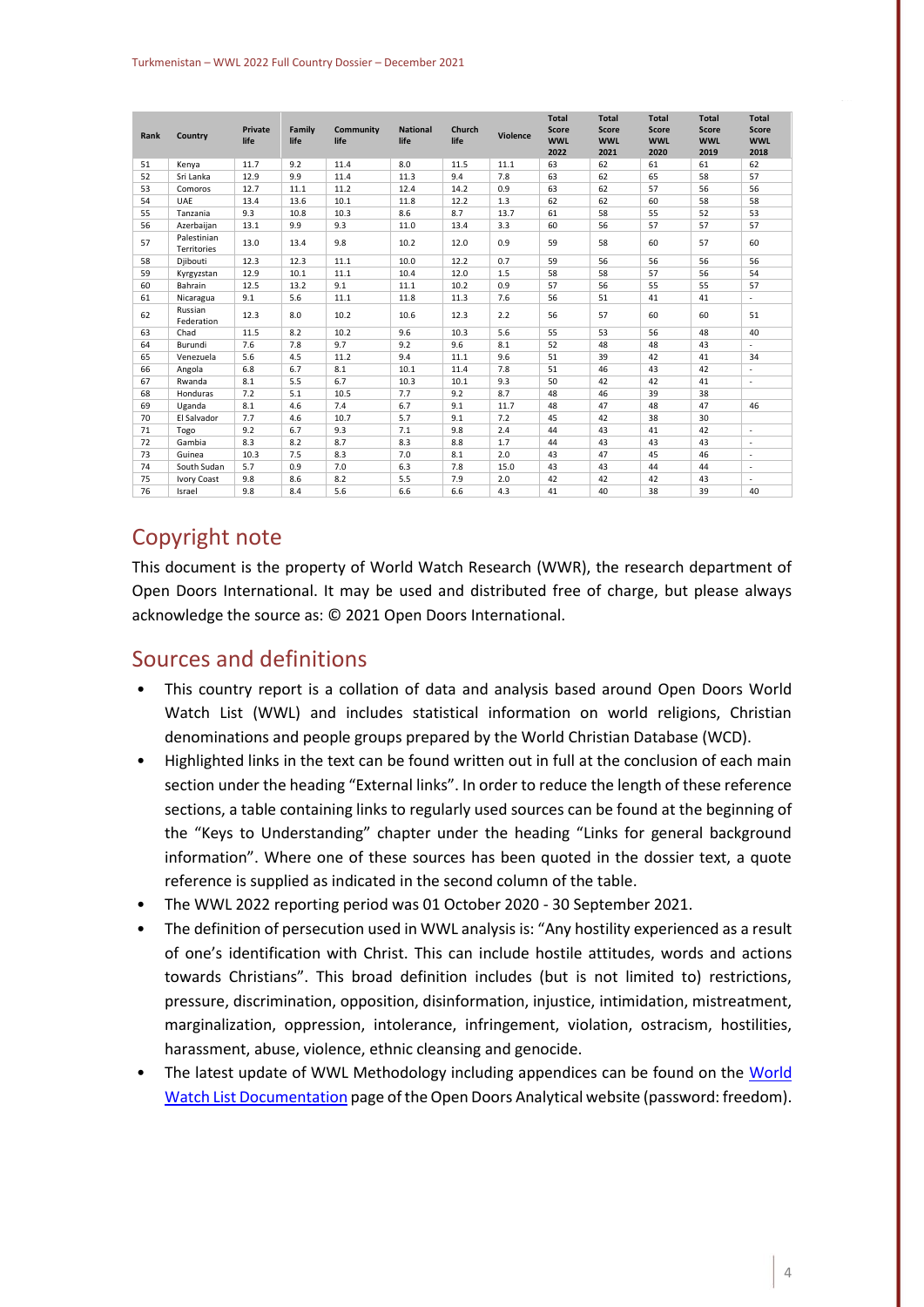| Rank | Country | Private life | Family life | Community life | National life | Church life | Violence | Total Score WWL 2022 | Total Score WWL 2021 | Total Score WWL 2020 | Total Score WWL 2019 | Total Score WWL 2018 |
|---|---|---|---|---|---|---|---|---|---|---|---|---|
| 51 | Kenya | 11.7 | 9.2 | 11.4 | 8.0 | 11.5 | 11.1 | 63 | 62 | 61 | 61 | 62 |
| 52 | Sri Lanka | 12.9 | 9.9 | 11.4 | 11.3 | 9.4 | 7.8 | 63 | 62 | 65 | 58 | 57 |
| 53 | Comoros | 12.7 | 11.1 | 11.2 | 12.4 | 14.2 | 0.9 | 63 | 62 | 57 | 56 | 56 |
| 54 | UAE | 13.4 | 13.6 | 10.1 | 11.8 | 12.2 | 1.3 | 62 | 62 | 60 | 58 | 58 |
| 55 | Tanzania | 9.3 | 10.8 | 10.3 | 8.6 | 8.7 | 13.7 | 61 | 58 | 55 | 52 | 53 |
| 56 | Azerbaijan | 13.1 | 9.9 | 9.3 | 11.0 | 13.4 | 3.3 | 60 | 56 | 57 | 57 | 57 |
| 57 | Palestinian Territories | 13.0 | 13.4 | 9.8 | 10.2 | 12.0 | 0.9 | 59 | 58 | 60 | 57 | 60 |
| 58 | Djibouti | 12.3 | 12.3 | 11.1 | 10.0 | 12.2 | 0.7 | 59 | 56 | 56 | 56 | 56 |
| 59 | Kyrgyzstan | 12.9 | 10.1 | 11.1 | 10.4 | 12.0 | 1.5 | 58 | 58 | 57 | 56 | 54 |
| 60 | Bahrain | 12.5 | 13.2 | 9.1 | 11.1 | 10.2 | 0.9 | 57 | 56 | 55 | 55 | 57 |
| 61 | Nicaragua | 9.1 | 5.6 | 11.1 | 11.8 | 11.3 | 7.6 | 56 | 51 | 41 | 41 | - |
| 62 | Russian Federation | 12.3 | 8.0 | 10.2 | 10.6 | 12.3 | 2.2 | 56 | 57 | 60 | 60 | 51 |
| 63 | Chad | 11.5 | 8.2 | 10.2 | 9.6 | 10.3 | 5.6 | 55 | 53 | 56 | 48 | 40 |
| 64 | Burundi | 7.6 | 7.8 | 9.7 | 9.2 | 9.6 | 8.1 | 52 | 48 | 48 | 43 | - |
| 65 | Venezuela | 5.6 | 4.5 | 11.2 | 9.4 | 11.1 | 9.6 | 51 | 39 | 42 | 41 | 34 |
| 66 | Angola | 6.8 | 6.7 | 8.1 | 10.1 | 11.4 | 7.8 | 51 | 46 | 43 | 42 | - |
| 67 | Rwanda | 8.1 | 5.5 | 6.7 | 10.3 | 10.1 | 9.3 | 50 | 42 | 42 | 41 | - |
| 68 | Honduras | 7.2 | 5.1 | 10.5 | 7.7 | 9.2 | 8.7 | 48 | 46 | 39 | 38 | |
| 69 | Uganda | 8.1 | 4.6 | 7.4 | 6.7 | 9.1 | 11.7 | 48 | 47 | 48 | 47 | 46 |
| 70 | El Salvador | 7.7 | 4.6 | 10.7 | 5.7 | 9.1 | 7.2 | 45 | 42 | 38 | 30 | |
| 71 | Togo | 9.2 | 6.7 | 9.3 | 7.1 | 9.8 | 2.4 | 44 | 43 | 41 | 42 | - |
| 72 | Gambia | 8.3 | 8.2 | 8.7 | 8.3 | 8.8 | 1.7 | 44 | 43 | 43 | 43 | - |
| 73 | Guinea | 10.3 | 7.5 | 8.3 | 7.0 | 8.1 | 2.0 | 43 | 47 | 45 | 46 | - |
| 74 | South Sudan | 5.7 | 0.9 | 7.0 | 6.3 | 7.8 | 15.0 | 43 | 43 | 44 | 44 | - |
| 75 | Ivory Coast | 9.8 | 8.6 | 8.2 | 5.5 | 7.9 | 2.0 | 42 | 42 | 42 | 43 | - |
| 76 | Israel | 9.8 | 8.4 | 5.6 | 6.6 | 6.6 | 4.3 | 41 | 40 | 38 | 39 | 40 |

## Copyright note

This document is the property of World Watch Research (WWR), the research department of Open Doors International. It may be used and distributed free of charge, but please always acknowledge the source as: © 2021 Open Doors International.

## Sources and definitions

- This country report is a collation of data and analysis based around Open Doors World Watch List (WWL) and includes statistical information on world religions, Christian denominations and people groups prepared by the World Christian Database (WCD).
- Highlighted links in the text can be found written out in full at the conclusion of each main section under the heading "External links". In order to reduce the length of these reference sections, a table containing links to regularly used sources can be found at the beginning of the "Keys to Understanding" chapter under the heading "Links for general background information". Where one of these sources has been quoted in the dossier text, a quote reference is supplied as indicated in the second column of the table.
- The WWL 2022 reporting period was 01 October 2020 - 30 September 2021.
- The definition of persecution used in WWL analysis is: "Any hostility experienced as a result of one's identification with Christ. This can include hostile attitudes, words and actions towards Christians". This broad definition includes (but is not limited to) restrictions, pressure, discrimination, opposition, disinformation, injustice, intimidation, mistreatment, marginalization, oppression, intolerance, infringement, violation, ostracism, hostilities, harassment, abuse, violence, ethnic cleansing and genocide.
- The latest update of WWL Methodology including appendices can be found on the World Watch List Documentation page of the Open Doors Analytical website (password: freedom).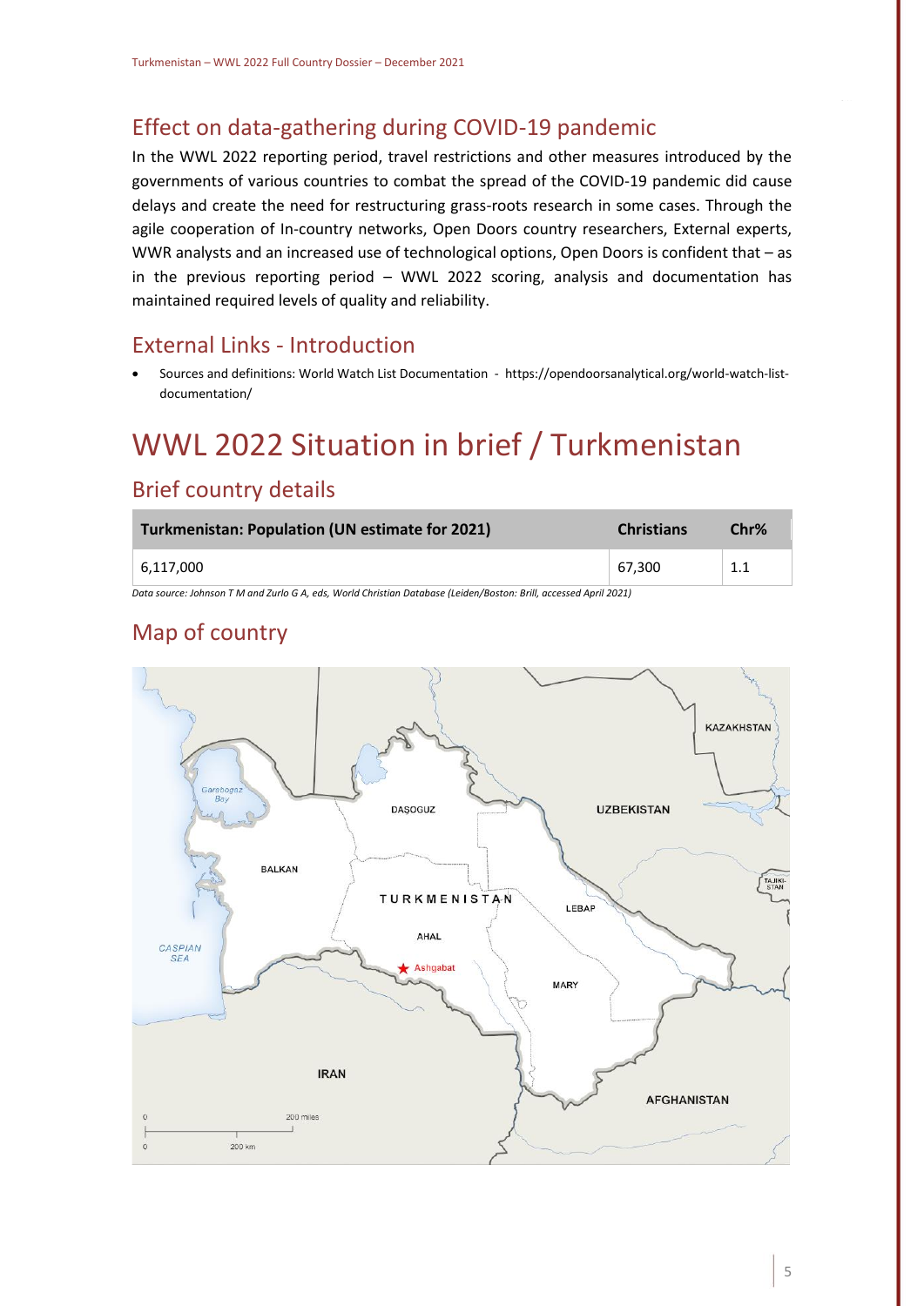## Effect on data-gathering during COVID-19 pandemic

In the WWL 2022 reporting period, travel restrictions and other measures introduced by the governments of various countries to combat the spread of the COVID-19 pandemic did cause delays and create the need for restructuring grass-roots research in some cases. Through the agile cooperation of In-country networks, Open Doors country researchers, External experts, WWR analysts and an increased use of technological options, Open Doors is confident that – as in the previous reporting period – WWL 2022 scoring, analysis and documentation has maintained required levels of quality and reliability.

## External Links - Introduction

- Sources and definitions: World Watch List Documentation - https://opendoorsanalytical.org/world-watch-list-documentation/

# WWL 2022 Situation in brief / Turkmenistan

## Brief country details

| Turkmenistan: Population (UN estimate for 2021) | Christians | Chr% |
|---|---|---|
| 6,117,000 | 67,300 | 1.1 |

*Data source: Johnson T M and Zurlo G A, eds, World Christian Database (Leiden/Boston: Brill, accessed April 2021)*

## Map of country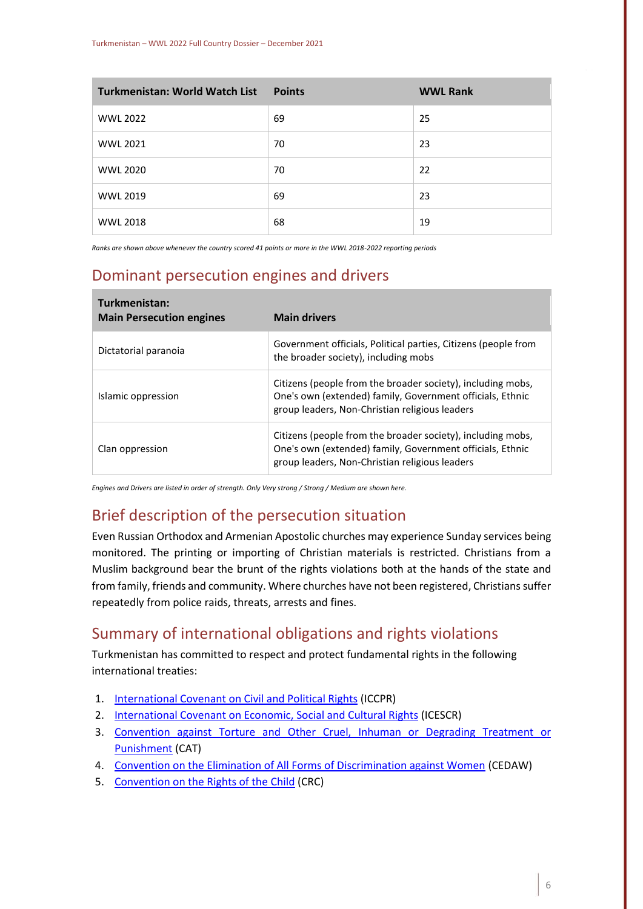| Turkmenistan: World Watch List | Points | WWL Rank |
|---|---|---|
| WWL 2022 | 69 | 25 |
| WWL 2021 | 70 | 23 |
| WWL 2020 | 70 | 22 |
| WWL 2019 | 69 | 23 |
| WWL 2018 | 68 | 19 |

*Ranks are shown above whenever the country scored 41 points or more in the WWL 2018-2022 reporting periods*

## Dominant persecution engines and drivers

| Turkmenistan: Main Persecution engines | Main drivers |
|---|---|
| Dictatorial paranoia | Government officials, Political parties, Citizens (people from the broader society), including mobs |
| Islamic oppression | Citizens (people from the broader society), including mobs, One's own (extended) family, Government officials, Ethnic group leaders, Non-Christian religious leaders |
| Clan oppression | Citizens (people from the broader society), including mobs, One's own (extended) family, Government officials, Ethnic group leaders, Non-Christian religious leaders |

*Engines and Drivers are listed in order of strength. Only Very strong / Strong / Medium are shown here.*

## Brief description of the persecution situation

Even Russian Orthodox and Armenian Apostolic churches may experience Sunday services being monitored. The printing or importing of Christian materials is restricted. Christians from a Muslim background bear the brunt of the rights violations both at the hands of the state and from family, friends and community. Where churches have not been registered, Christians suffer repeatedly from police raids, threats, arrests and fines.

## Summary of international obligations and rights violations

Turkmenistan has committed to respect and protect fundamental rights in the following international treaties:

1. International Covenant on Civil and Political Rights (ICCPR)
2. International Covenant on Economic, Social and Cultural Rights (ICESCR)
3. Convention against Torture and Other Cruel, Inhuman or Degrading Treatment or Punishment (CAT)
4. Convention on the Elimination of All Forms of Discrimination against Women (CEDAW)
5. Convention on the Rights of the Child (CRC)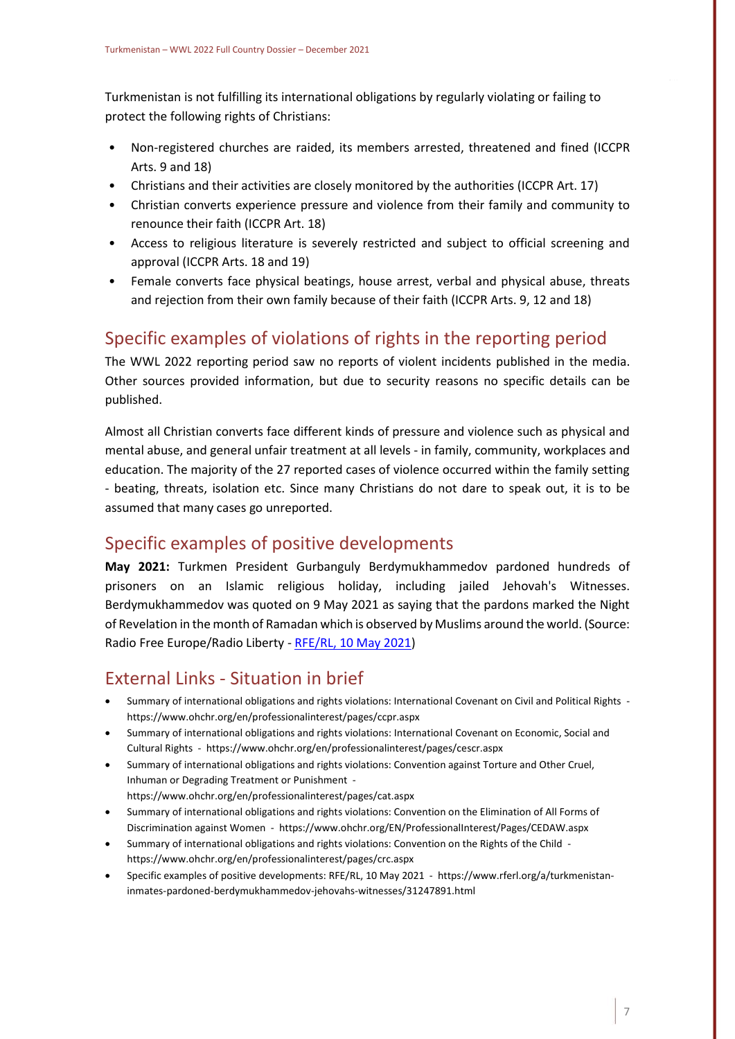Turkmenistan is not fulfilling its international obligations by regularly violating or failing to protect the following rights of Christians:

- Non-registered churches are raided, its members arrested, threatened and fined (ICCPR Arts. 9 and 18)
- Christians and their activities are closely monitored by the authorities (ICCPR Art. 17)
- Christian converts experience pressure and violence from their family and community to renounce their faith (ICCPR Art. 18)
- Access to religious literature is severely restricted and subject to official screening and approval (ICCPR Arts. 18 and 19)
- Female converts face physical beatings, house arrest, verbal and physical abuse, threats and rejection from their own family because of their faith (ICCPR Arts. 9, 12 and 18)

## Specific examples of violations of rights in the reporting period

The WWL 2022 reporting period saw no reports of violent incidents published in the media. Other sources provided information, but due to security reasons no specific details can be published.

Almost all Christian converts face different kinds of pressure and violence such as physical and mental abuse, and general unfair treatment at all levels - in family, community, workplaces and education. The majority of the 27 reported cases of violence occurred within the family setting - beating, threats, isolation etc. Since many Christians do not dare to speak out, it is to be assumed that many cases go unreported.

## Specific examples of positive developments

**May 2021:** Turkmen President Gurbanguly Berdymukhammedov pardoned hundreds of prisoners on an Islamic religious holiday, including jailed Jehovah's Witnesses. Berdymukhammedov was quoted on 9 May 2021 as saying that the pardons marked the Night of Revelation in the month of Ramadan which is observed by Muslims around the world. (Source: Radio Free Europe/Radio Liberty - [RFE/RL, 10 May 2021](https://www.rferl.org/a/turkmenistan-inmates-pardoned-berdymukhammedov-jehovahs-witnesses/31247891.html))

## External Links - Situation in brief

- Summary of international obligations and rights violations: International Covenant on Civil and Political Rights - https://www.ohchr.org/en/professionalinterest/pages/ccpr.aspx
- Summary of international obligations and rights violations: International Covenant on Economic, Social and Cultural Rights - https://www.ohchr.org/en/professionalinterest/pages/cescr.aspx
- Summary of international obligations and rights violations: Convention against Torture and Other Cruel, Inhuman or Degrading Treatment or Punishment - https://www.ohchr.org/en/professionalinterest/pages/cat.aspx
- Summary of international obligations and rights violations: Convention on the Elimination of All Forms of Discrimination against Women - https://www.ohchr.org/EN/ProfessionalInterest/Pages/CEDAW.aspx
- Summary of international obligations and rights violations: Convention on the Rights of the Child - https://www.ohchr.org/en/professionalinterest/pages/crc.aspx
- Specific examples of positive developments: RFE/RL, 10 May 2021 - https://www.rferl.org/a/turkmenistan-inmates-pardoned-berdymukhammedov-jehovahs-witnesses/31247891.html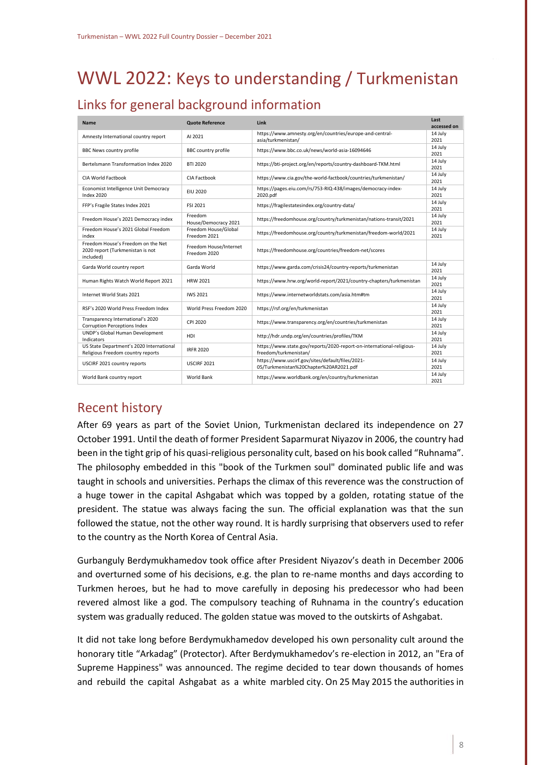# WWL 2022: Keys to understanding / Turkmenistan

## Links for general background information

| Name | Quote Reference | Link | Last accessed on |
|---|---|---|---|
| Amnesty International country report | AI 2021 | https://www.amnesty.org/en/countries/europe-and-central-asia/turkmenistan/ | 14 July 2021 |
| BBC News country profile | BBC country profile | https://www.bbc.co.uk/news/world-asia-16094646 | 14 July 2021 |
| Bertelsmann Transformation Index 2020 | BTI 2020 | https://bti-project.org/en/reports/country-dashboard-TKM.html | 14 July 2021 |
| CIA World Factbook | CIA Factbook | https://www.cia.gov/the-world-factbook/countries/turkmenistan/ | 14 July 2021 |
| Economist Intelligence Unit Democracy Index 2020 | EIU 2020 | https://pages.eiu.com/rs/753-RIQ-438/images/democracy-index-2020.pdf | 14 July 2021 |
| FFP's Fragile States Index 2021 | FSI 2021 | https://fragilestatesindex.org/country-data/ | 14 July 2021 |
| Freedom House's 2021 Democracy index | Freedom House/Democracy 2021 | https://freedomhouse.org/country/turkmenistan/nations-transit/2021 | 14 July 2021 |
| Freedom House's 2021 Global Freedom index | Freedom House/Global Freedom 2021 | https://freedomhouse.org/country/turkmenistan/freedom-world/2021 | 14 July 2021 |
| Freedom House's Freedom on the Net 2020 report (Turkmenistan is not included) | Freedom House/Internet Freedom 2020 | https://freedomhouse.org/countries/freedom-net/scores | |
| Garda World country report | Garda World | https://www.garda.com/crisis24/country-reports/turkmenistan | 14 July 2021 |
| Human Rights Watch World Report 2021 | HRW 2021 | https://www.hrw.org/world-report/2021/country-chapters/turkmenistan | 14 July 2021 |
| Internet World Stats 2021 | IWS 2021 | https://www.internetworldstats.com/asia.htm#tm | 14 July 2021 |
| RSF's 2020 World Press Freedom Index | World Press Freedom 2020 | https://rsf.org/en/turkmenistan | 14 July 2021 |
| Transparency International's 2020 Corruption Perceptions Index | CPI 2020 | https://www.transparency.org/en/countries/turkmenistan | 14 July 2021 |
| UNDP's Global Human Development Indicators | HDI | http://hdr.undp.org/en/countries/profiles/TKM | 14 July 2021 |
| US State Department's 2020 International Religious Freedom country reports | IRFR 2020 | https://www.state.gov/reports/2020-report-on-international-religious-freedom/turkmenistan/ | 14 July 2021 |
| USCIRF 2021 country reports | USCIRF 2021 | https://www.uscirf.gov/sites/default/files/2021-05/Turkmenistan%20Chapter%20AR2021.pdf | 14 July 2021 |
| World Bank country report | World Bank | https://www.worldbank.org/en/country/turkmenistan | 14 July 2021 |

## Recent history

After 69 years as part of the Soviet Union, Turkmenistan declared its independence on 27 October 1991. Until the death of former President Saparmurat Niyazov in 2006, the country had been in the tight grip of his quasi-religious personality cult, based on his book called "Ruhnama". The philosophy embedded in this "book of the Turkmen soul" dominated public life and was taught in schools and universities. Perhaps the climax of this reverence was the construction of a huge tower in the capital Ashgabat which was topped by a golden, rotating statue of the president. The statue was always facing the sun. The official explanation was that the sun followed the statue, not the other way round. It is hardly surprising that observers used to refer to the country as the North Korea of Central Asia.

Gurbanguly Berdymukhamedov took office after President Niyazov's death in December 2006 and overturned some of his decisions, e.g. the plan to re-name months and days according to Turkmen heroes, but he had to move carefully in deposing his predecessor who had been revered almost like a god. The compulsory teaching of Ruhnama in the country's education system was gradually reduced. The golden statue was moved to the outskirts of Ashgabat.

It did not take long before Berdymukhamedov developed his own personality cult around the honorary title "Arkadag" (Protector). After Berdymukhamedov's re-election in 2012, an "Era of Supreme Happiness" was announced. The regime decided to tear down thousands of homes and rebuild the capital Ashgabat as a white marbled city. On 25 May 2015 the authorities in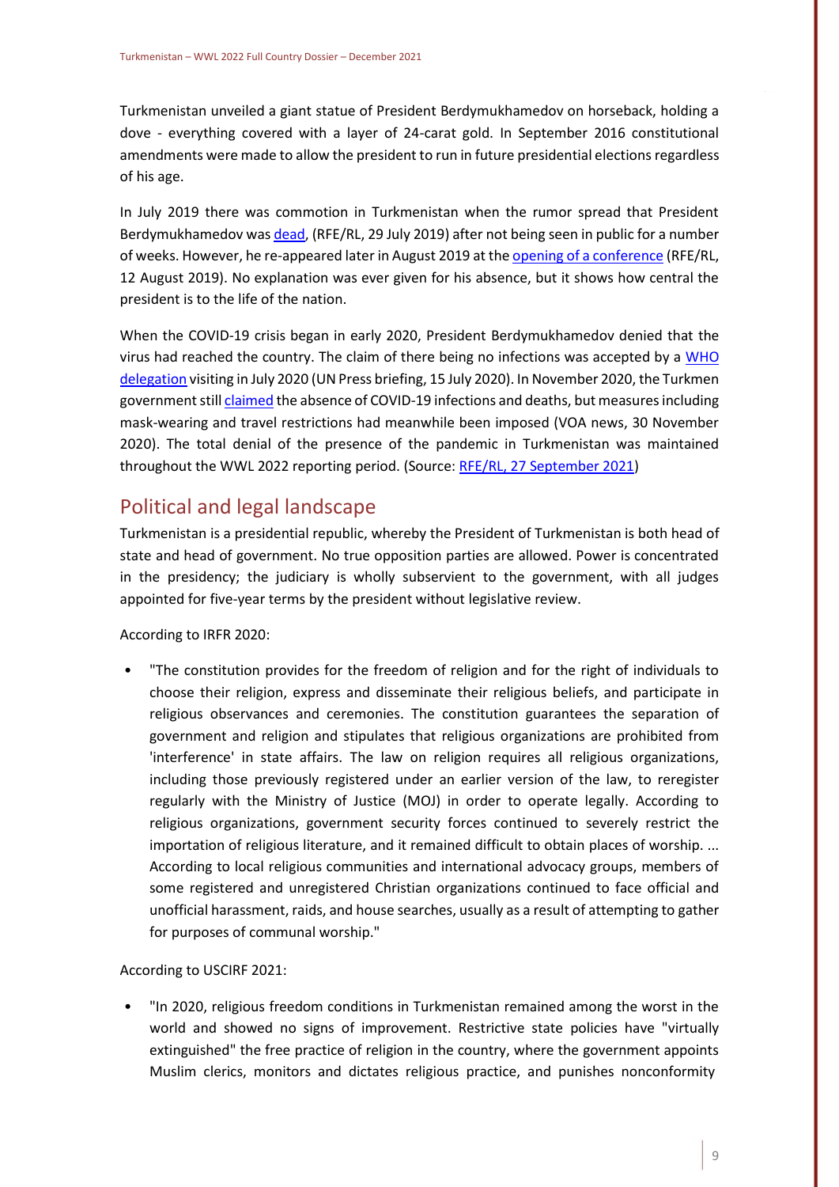Turkmenistan unveiled a giant statue of President Berdymukhamedov on horseback, holding a dove - everything covered with a layer of 24-carat gold. In September 2016 constitutional amendments were made to allow the president to run in future presidential elections regardless of his age.

In July 2019 there was commotion in Turkmenistan when the rumor spread that President Berdymukhamedov was dead, (RFE/RL, 29 July 2019) after not being seen in public for a number of weeks. However, he re-appeared later in August 2019 at the opening of a conference (RFE/RL, 12 August 2019). No explanation was ever given for his absence, but it shows how central the president is to the life of the nation.

When the COVID-19 crisis began in early 2020, President Berdymukhamedov denied that the virus had reached the country. The claim of there being no infections was accepted by a WHO delegation visiting in July 2020 (UN Press briefing, 15 July 2020). In November 2020, the Turkmen government still claimed the absence of COVID-19 infections and deaths, but measures including mask-wearing and travel restrictions had meanwhile been imposed (VOA news, 30 November 2020). The total denial of the presence of the pandemic in Turkmenistan was maintained throughout the WWL 2022 reporting period. (Source: RFE/RL, 27 September 2021)

## Political and legal landscape

Turkmenistan is a presidential republic, whereby the President of Turkmenistan is both head of state and head of government. No true opposition parties are allowed. Power is concentrated in the presidency; the judiciary is wholly subservient to the government, with all judges appointed for five-year terms by the president without legislative review.

According to IRFR 2020:

- "The constitution provides for the freedom of religion and for the right of individuals to choose their religion, express and disseminate their religious beliefs, and participate in religious observances and ceremonies. The constitution guarantees the separation of government and religion and stipulates that religious organizations are prohibited from 'interference' in state affairs. The law on religion requires all religious organizations, including those previously registered under an earlier version of the law, to reregister regularly with the Ministry of Justice (MOJ) in order to operate legally. According to religious organizations, government security forces continued to severely restrict the importation of religious literature, and it remained difficult to obtain places of worship. ... According to local religious communities and international advocacy groups, members of some registered and unregistered Christian organizations continued to face official and unofficial harassment, raids, and house searches, usually as a result of attempting to gather for purposes of communal worship."

According to USCIRF 2021:

- "In 2020, religious freedom conditions in Turkmenistan remained among the worst in the world and showed no signs of improvement. Restrictive state policies have "virtually extinguished" the free practice of religion in the country, where the government appoints Muslim clerics, monitors and dictates religious practice, and punishes nonconformity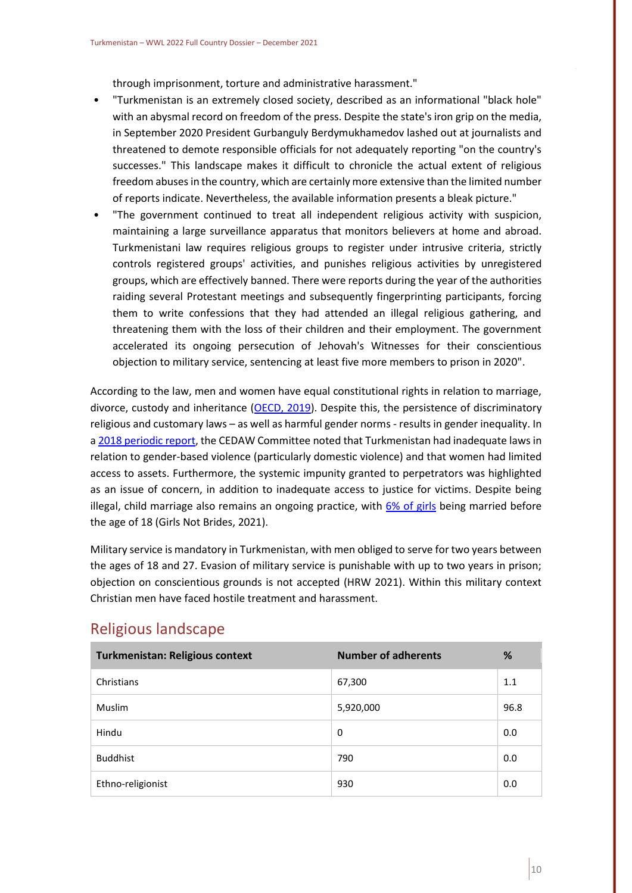through imprisonment, torture and administrative harassment."

- "Turkmenistan is an extremely closed society, described as an informational "black hole" with an abysmal record on freedom of the press. Despite the state's iron grip on the media, in September 2020 President Gurbanguly Berdymukhamedov lashed out at journalists and threatened to demote responsible officials for not adequately reporting "on the country's successes." This landscape makes it difficult to chronicle the actual extent of religious freedom abuses in the country, which are certainly more extensive than the limited number of reports indicate. Nevertheless, the available information presents a bleak picture."
- "The government continued to treat all independent religious activity with suspicion, maintaining a large surveillance apparatus that monitors believers at home and abroad. Turkmenistani law requires religious groups to register under intrusive criteria, strictly controls registered groups' activities, and punishes religious activities by unregistered groups, which are effectively banned. There were reports during the year of the authorities raiding several Protestant meetings and subsequently fingerprinting participants, forcing them to write confessions that they had attended an illegal religious gathering, and threatening them with the loss of their children and their employment. The government accelerated its ongoing persecution of Jehovah's Witnesses for their conscientious objection to military service, sentencing at least five more members to prison in 2020".

According to the law, men and women have equal constitutional rights in relation to marriage, divorce, custody and inheritance (OECD, 2019). Despite this, the persistence of discriminatory religious and customary laws – as well as harmful gender norms - results in gender inequality. In a 2018 periodic report, the CEDAW Committee noted that Turkmenistan had inadequate laws in relation to gender-based violence (particularly domestic violence) and that women had limited access to assets. Furthermore, the systemic impunity granted to perpetrators was highlighted as an issue of concern, in addition to inadequate access to justice for victims. Despite being illegal, child marriage also remains an ongoing practice, with 6% of girls being married before the age of 18 (Girls Not Brides, 2021).

Military service is mandatory in Turkmenistan, with men obliged to serve for two years between the ages of 18 and 27. Evasion of military service is punishable with up to two years in prison; objection on conscientious grounds is not accepted (HRW 2021). Within this military context Christian men have faced hostile treatment and harassment.

## Religious landscape

| Turkmenistan: Religious context | Number of adherents | % |
|---|---|---|
| Christians | 67,300 | 1.1 |
| Muslim | 5,920,000 | 96.8 |
| Hindu | 0 | 0.0 |
| Buddhist | 790 | 0.0 |
| Ethno-religionist | 930 | 0.0 |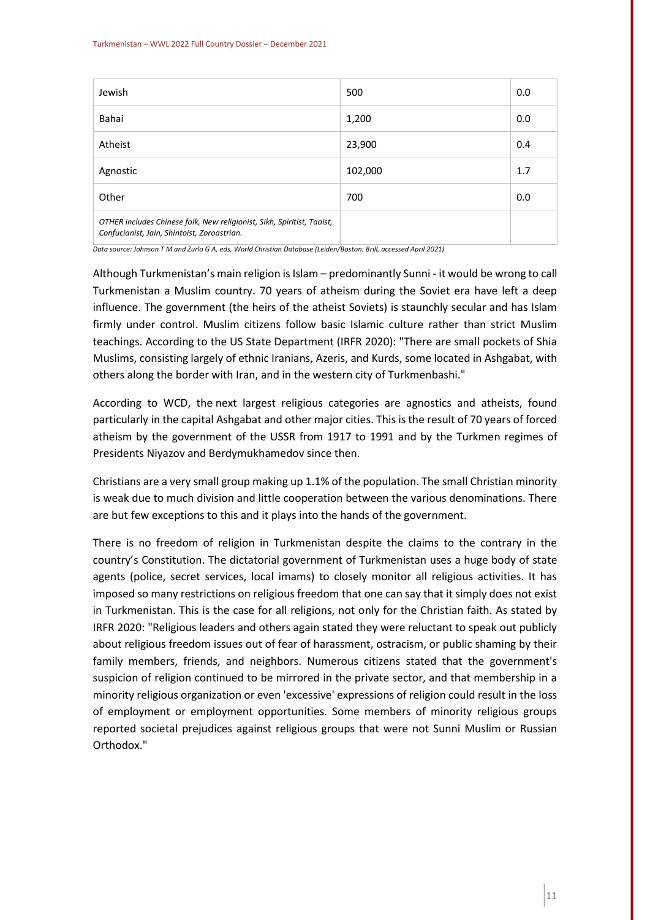| | | |
|---|---|---|
| Jewish | 500 | 0.0 |
| Bahai | 1,200 | 0.0 |
| Atheist | 23,900 | 0.4 |
| Agnostic | 102,000 | 1.7 |
| Other | 700 | 0.0 |
| *OTHER includes Chinese folk, New religionist, Sikh, Spiritist, Taoist, Confucianist, Jain, Shintoist, Zoroastrian.* | | |

*Data source: Johnson T M and Zurlo G A, eds, World Christian Database (Leiden/Boston: Brill, accessed April 2021)*

Although Turkmenistan's main religion is Islam – predominantly Sunni - it would be wrong to call Turkmenistan a Muslim country. 70 years of atheism during the Soviet era have left a deep influence. The government (the heirs of the atheist Soviets) is staunchly secular and has Islam firmly under control. Muslim citizens follow basic Islamic culture rather than strict Muslim teachings. According to the US State Department (IRFR 2020): "There are small pockets of Shia Muslims, consisting largely of ethnic Iranians, Azeris, and Kurds, some located in Ashgabat, with others along the border with Iran, and in the western city of Turkmenbashi."

According to WCD, the next largest religious categories are agnostics and atheists, found particularly in the capital Ashgabat and other major cities. This is the result of 70 years of forced atheism by the government of the USSR from 1917 to 1991 and by the Turkmen regimes of Presidents Niyazov and Berdymukhamedov since then.

Christians are a very small group making up 1.1% of the population. The small Christian minority is weak due to much division and little cooperation between the various denominations. There are but few exceptions to this and it plays into the hands of the government.

There is no freedom of religion in Turkmenistan despite the claims to the contrary in the country's Constitution. The dictatorial government of Turkmenistan uses a huge body of state agents (police, secret services, local imams) to closely monitor all religious activities. It has imposed so many restrictions on religious freedom that one can say that it simply does not exist in Turkmenistan. This is the case for all religions, not only for the Christian faith. As stated by IRFR 2020: "Religious leaders and others again stated they were reluctant to speak out publicly about religious freedom issues out of fear of harassment, ostracism, or public shaming by their family members, friends, and neighbors. Numerous citizens stated that the government's suspicion of religion continued to be mirrored in the private sector, and that membership in a minority religious organization or even 'excessive' expressions of religion could result in the loss of employment or employment opportunities. Some members of minority religious groups reported societal prejudices against religious groups that were not Sunni Muslim or Russian Orthodox."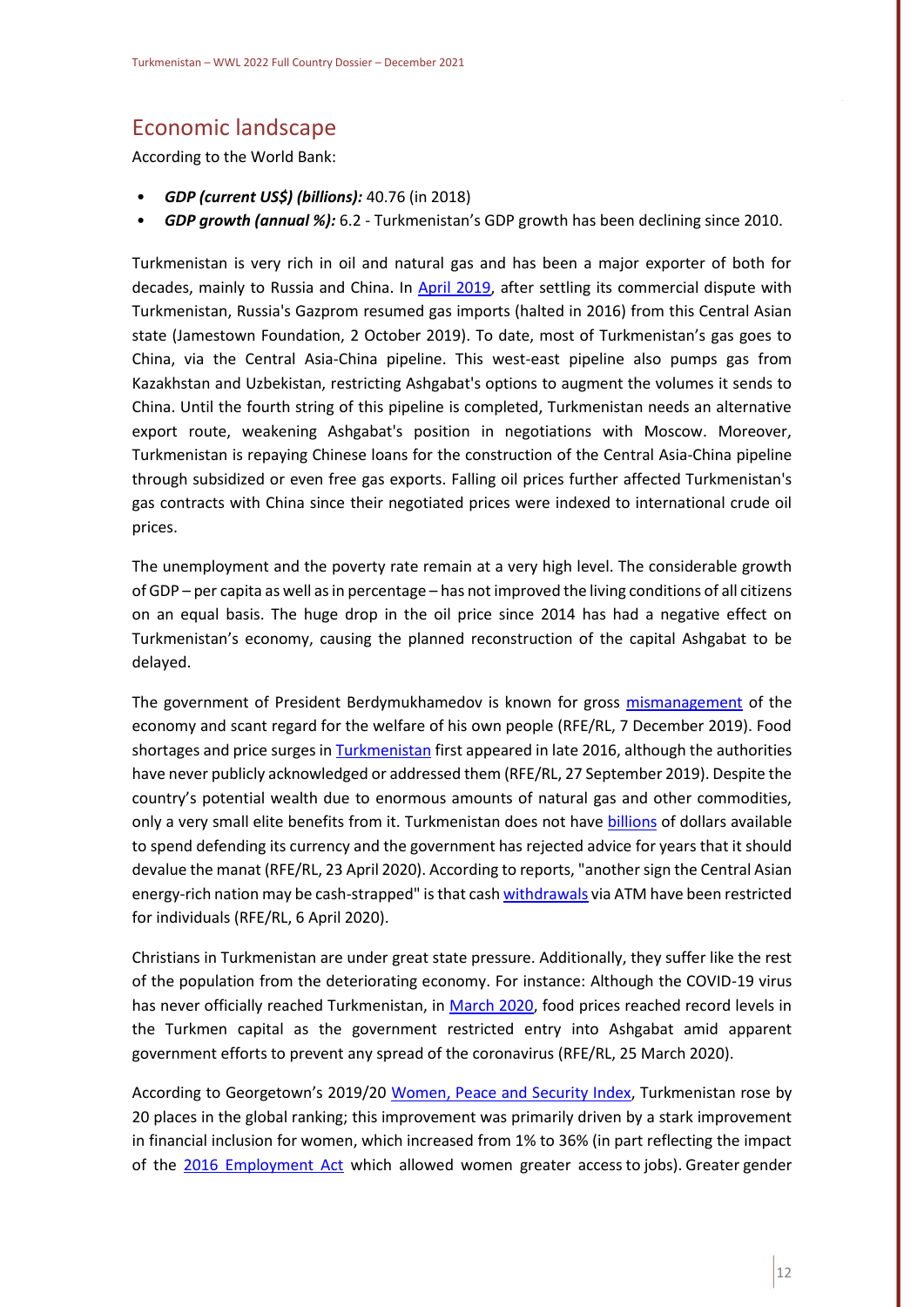## Economic landscape

According to the World Bank:

- ***GDP (current US$) (billions):*** 40.76 (in 2018)
- ***GDP growth (annual %):*** 6.2 - Turkmenistan's GDP growth has been declining since 2010.

Turkmenistan is very rich in oil and natural gas and has been a major exporter of both for decades, mainly to Russia and China. In April 2019, after settling its commercial dispute with Turkmenistan, Russia's Gazprom resumed gas imports (halted in 2016) from this Central Asian state (Jamestown Foundation, 2 October 2019). To date, most of Turkmenistan's gas goes to China, via the Central Asia-China pipeline. This west-east pipeline also pumps gas from Kazakhstan and Uzbekistan, restricting Ashgabat's options to augment the volumes it sends to China. Until the fourth string of this pipeline is completed, Turkmenistan needs an alternative export route, weakening Ashgabat's position in negotiations with Moscow. Moreover, Turkmenistan is repaying Chinese loans for the construction of the Central Asia-China pipeline through subsidized or even free gas exports. Falling oil prices further affected Turkmenistan's gas contracts with China since their negotiated prices were indexed to international crude oil prices.

The unemployment and the poverty rate remain at a very high level. The considerable growth of GDP – per capita as well as in percentage – has not improved the living conditions of all citizens on an equal basis. The huge drop in the oil price since 2014 has had a negative effect on Turkmenistan's economy, causing the planned reconstruction of the capital Ashgabat to be delayed.

The government of President Berdymukhamedov is known for gross mismanagement of the economy and scant regard for the welfare of his own people (RFE/RL, 7 December 2019). Food shortages and price surges in Turkmenistan first appeared in late 2016, although the authorities have never publicly acknowledged or addressed them (RFE/RL, 27 September 2019). Despite the country's potential wealth due to enormous amounts of natural gas and other commodities, only a very small elite benefits from it. Turkmenistan does not have billions of dollars available to spend defending its currency and the government has rejected advice for years that it should devalue the manat (RFE/RL, 23 April 2020). According to reports, "another sign the Central Asian energy-rich nation may be cash-strapped" is that cash withdrawals via ATM have been restricted for individuals (RFE/RL, 6 April 2020).

Christians in Turkmenistan are under great state pressure. Additionally, they suffer like the rest of the population from the deteriorating economy. For instance: Although the COVID-19 virus has never officially reached Turkmenistan, in March 2020, food prices reached record levels in the Turkmen capital as the government restricted entry into Ashgabat amid apparent government efforts to prevent any spread of the coronavirus (RFE/RL, 25 March 2020).

According to Georgetown's 2019/20 Women, Peace and Security Index, Turkmenistan rose by 20 places in the global ranking; this improvement was primarily driven by a stark improvement in financial inclusion for women, which increased from 1% to 36% (in part reflecting the impact of the 2016 Employment Act which allowed women greater access to jobs). Greater gender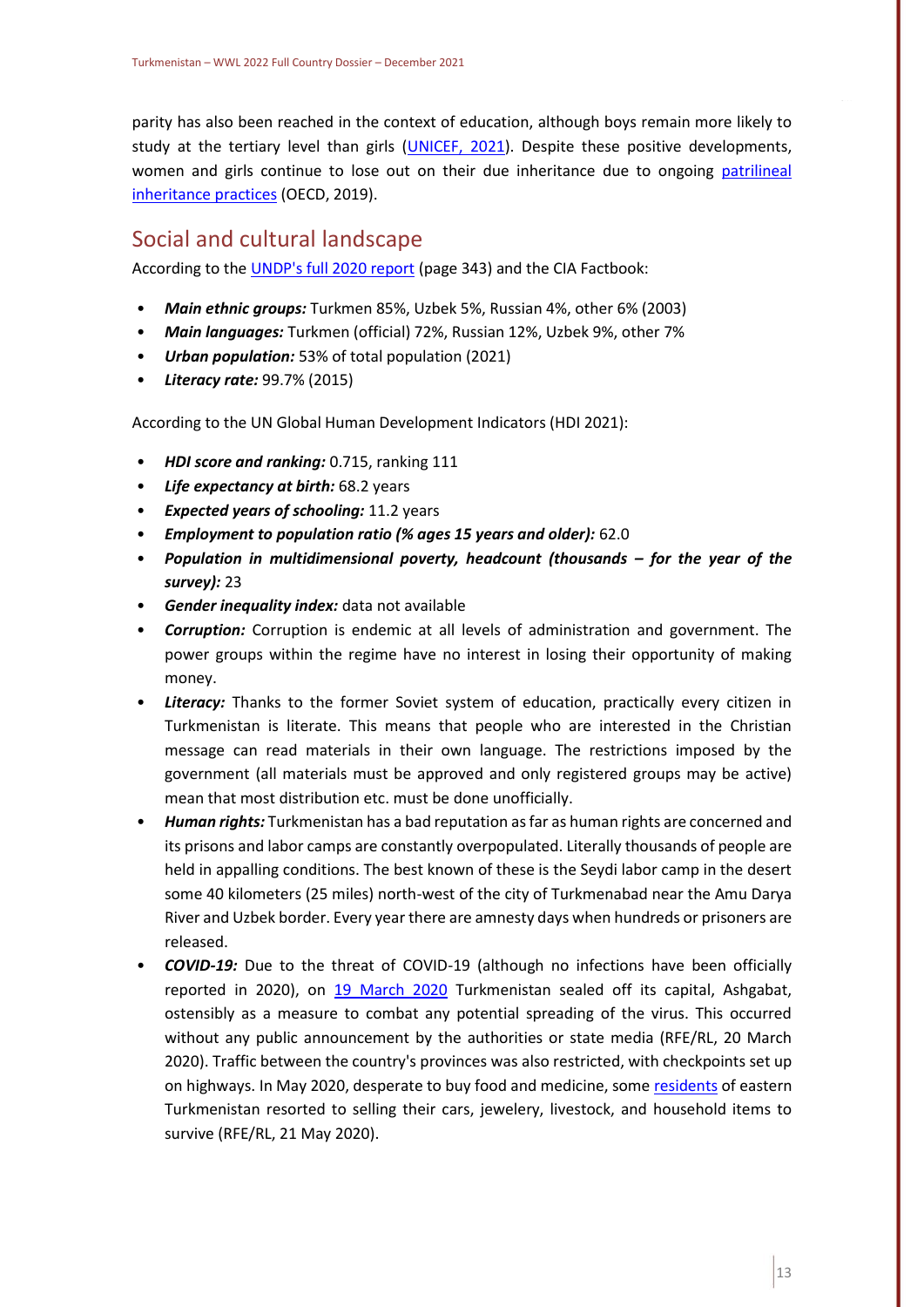parity has also been reached in the context of education, although boys remain more likely to study at the tertiary level than girls ([UNICEF, 2021](#)). Despite these positive developments, women and girls continue to lose out on their due inheritance due to ongoing [patrilineal inheritance practices](#) (OECD, 2019).

## Social and cultural landscape

According to the [UNDP's full 2020 report](#) (page 343) and the CIA Factbook:

- ***Main ethnic groups:*** Turkmen 85%, Uzbek 5%, Russian 4%, other 6% (2003)
- ***Main languages:*** Turkmen (official) 72%, Russian 12%, Uzbek 9%, other 7%
- ***Urban population:*** 53% of total population (2021)
- ***Literacy rate:*** 99.7% (2015)

According to the UN Global Human Development Indicators (HDI 2021):

- ***HDI score and ranking:*** 0.715, ranking 111
- ***Life expectancy at birth:*** 68.2 years
- ***Expected years of schooling:*** 11.2 years
- ***Employment to population ratio (% ages 15 years and older):*** 62.0
- ***Population in multidimensional poverty, headcount (thousands – for the year of the survey):*** 23
- ***Gender inequality index:*** data not available
- ***Corruption:*** Corruption is endemic at all levels of administration and government. The power groups within the regime have no interest in losing their opportunity of making money.
- ***Literacy:*** Thanks to the former Soviet system of education, practically every citizen in Turkmenistan is literate. This means that people who are interested in the Christian message can read materials in their own language. The restrictions imposed by the government (all materials must be approved and only registered groups may be active) mean that most distribution etc. must be done unofficially.
- ***Human rights:*** Turkmenistan has a bad reputation as far as human rights are concerned and its prisons and labor camps are constantly overpopulated. Literally thousands of people are held in appalling conditions. The best known of these is the Seydi labor camp in the desert some 40 kilometers (25 miles) north-west of the city of Turkmenabad near the Amu Darya River and Uzbek border. Every year there are amnesty days when hundreds or prisoners are released.
- ***COVID-19:*** Due to the threat of COVID-19 (although no infections have been officially reported in 2020), on [19 March 2020](#) Turkmenistan sealed off its capital, Ashgabat, ostensibly as a measure to combat any potential spreading of the virus. This occurred without any public announcement by the authorities or state media (RFE/RL, 20 March 2020). Traffic between the country's provinces was also restricted, with checkpoints set up on highways. In May 2020, desperate to buy food and medicine, some [residents](#) of eastern Turkmenistan resorted to selling their cars, jewelery, livestock, and household items to survive (RFE/RL, 21 May 2020).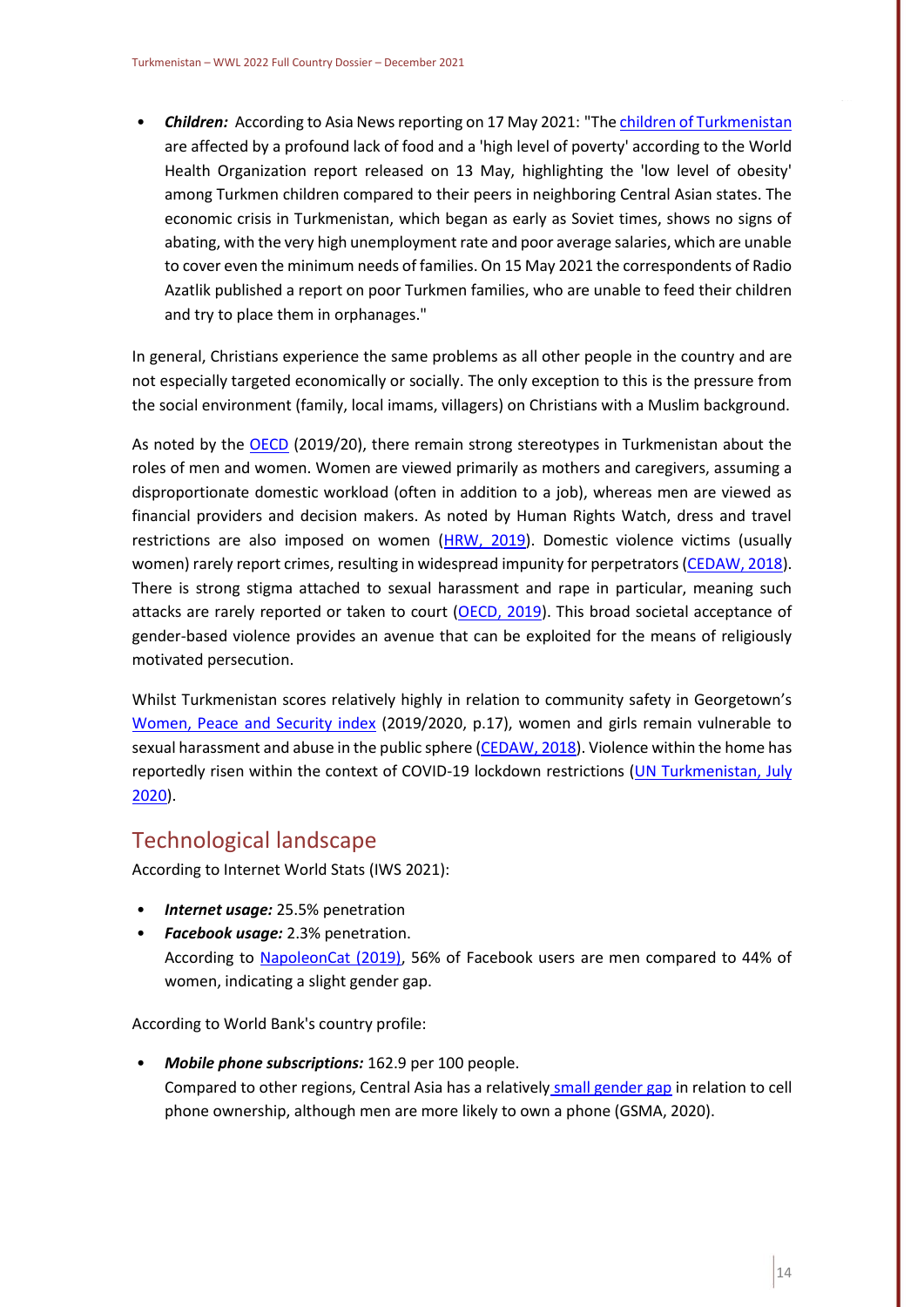- ***Children:*** According to Asia News reporting on 17 May 2021: "The children of Turkmenistan are affected by a profound lack of food and a 'high level of poverty' according to the World Health Organization report released on 13 May, highlighting the 'low level of obesity' among Turkmen children compared to their peers in neighboring Central Asian states. The economic crisis in Turkmenistan, which began as early as Soviet times, shows no signs of abating, with the very high unemployment rate and poor average salaries, which are unable to cover even the minimum needs of families. On 15 May 2021 the correspondents of Radio Azatlik published a report on poor Turkmen families, who are unable to feed their children and try to place them in orphanages."

In general, Christians experience the same problems as all other people in the country and are not especially targeted economically or socially. The only exception to this is the pressure from the social environment (family, local imams, villagers) on Christians with a Muslim background.

As noted by the OECD (2019/20), there remain strong stereotypes in Turkmenistan about the roles of men and women. Women are viewed primarily as mothers and caregivers, assuming a disproportionate domestic workload (often in addition to a job), whereas men are viewed as financial providers and decision makers. As noted by Human Rights Watch, dress and travel restrictions are also imposed on women (HRW, 2019). Domestic violence victims (usually women) rarely report crimes, resulting in widespread impunity for perpetrators (CEDAW, 2018). There is strong stigma attached to sexual harassment and rape in particular, meaning such attacks are rarely reported or taken to court (OECD, 2019). This broad societal acceptance of gender-based violence provides an avenue that can be exploited for the means of religiously motivated persecution.

Whilst Turkmenistan scores relatively highly in relation to community safety in Georgetown's Women, Peace and Security index (2019/2020, p.17), women and girls remain vulnerable to sexual harassment and abuse in the public sphere (CEDAW, 2018). Violence within the home has reportedly risen within the context of COVID-19 lockdown restrictions (UN Turkmenistan, July 2020).

## Technological landscape

According to Internet World Stats (IWS 2021):

- ***Internet usage:*** 25.5% penetration
- ***Facebook usage:*** 2.3% penetration.
  According to NapoleonCat (2019), 56% of Facebook users are men compared to 44% of women, indicating a slight gender gap.

According to World Bank's country profile:

- ***Mobile phone subscriptions:*** 162.9 per 100 people.
  Compared to other regions, Central Asia has a relatively small gender gap in relation to cell phone ownership, although men are more likely to own a phone (GSMA, 2020).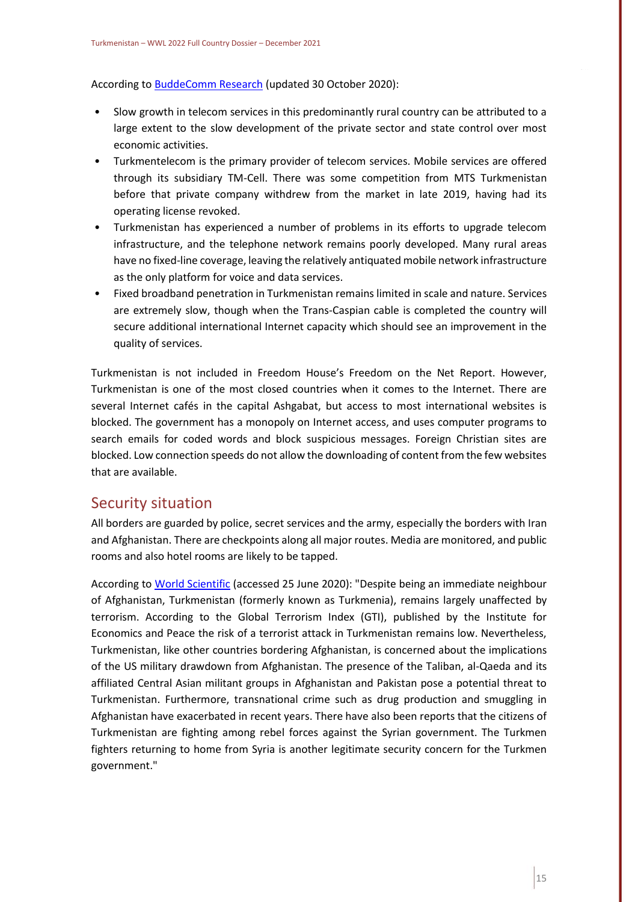According to BuddeComm Research (updated 30 October 2020):

- Slow growth in telecom services in this predominantly rural country can be attributed to a large extent to the slow development of the private sector and state control over most economic activities.
- Turkmentelecom is the primary provider of telecom services. Mobile services are offered through its subsidiary TM-Cell. There was some competition from MTS Turkmenistan before that private company withdrew from the market in late 2019, having had its operating license revoked.
- Turkmenistan has experienced a number of problems in its efforts to upgrade telecom infrastructure, and the telephone network remains poorly developed. Many rural areas have no fixed-line coverage, leaving the relatively antiquated mobile network infrastructure as the only platform for voice and data services.
- Fixed broadband penetration in Turkmenistan remains limited in scale and nature. Services are extremely slow, though when the Trans-Caspian cable is completed the country will secure additional international Internet capacity which should see an improvement in the quality of services.

Turkmenistan is not included in Freedom House's Freedom on the Net Report. However, Turkmenistan is one of the most closed countries when it comes to the Internet. There are several Internet cafés in the capital Ashgabat, but access to most international websites is blocked. The government has a monopoly on Internet access, and uses computer programs to search emails for coded words and block suspicious messages. Foreign Christian sites are blocked. Low connection speeds do not allow the downloading of content from the few websites that are available.

## Security situation

All borders are guarded by police, secret services and the army, especially the borders with Iran and Afghanistan. There are checkpoints along all major routes. Media are monitored, and public rooms and also hotel rooms are likely to be tapped.

According to World Scientific (accessed 25 June 2020): "Despite being an immediate neighbour of Afghanistan, Turkmenistan (formerly known as Turkmenia), remains largely unaffected by terrorism. According to the Global Terrorism Index (GTI), published by the Institute for Economics and Peace the risk of a terrorist attack in Turkmenistan remains low. Nevertheless, Turkmenistan, like other countries bordering Afghanistan, is concerned about the implications of the US military drawdown from Afghanistan. The presence of the Taliban, al-Qaeda and its affiliated Central Asian militant groups in Afghanistan and Pakistan pose a potential threat to Turkmenistan. Furthermore, transnational crime such as drug production and smuggling in Afghanistan have exacerbated in recent years. There have also been reports that the citizens of Turkmenistan are fighting among rebel forces against the Syrian government. The Turkmen fighters returning to home from Syria is another legitimate security concern for the Turkmen government."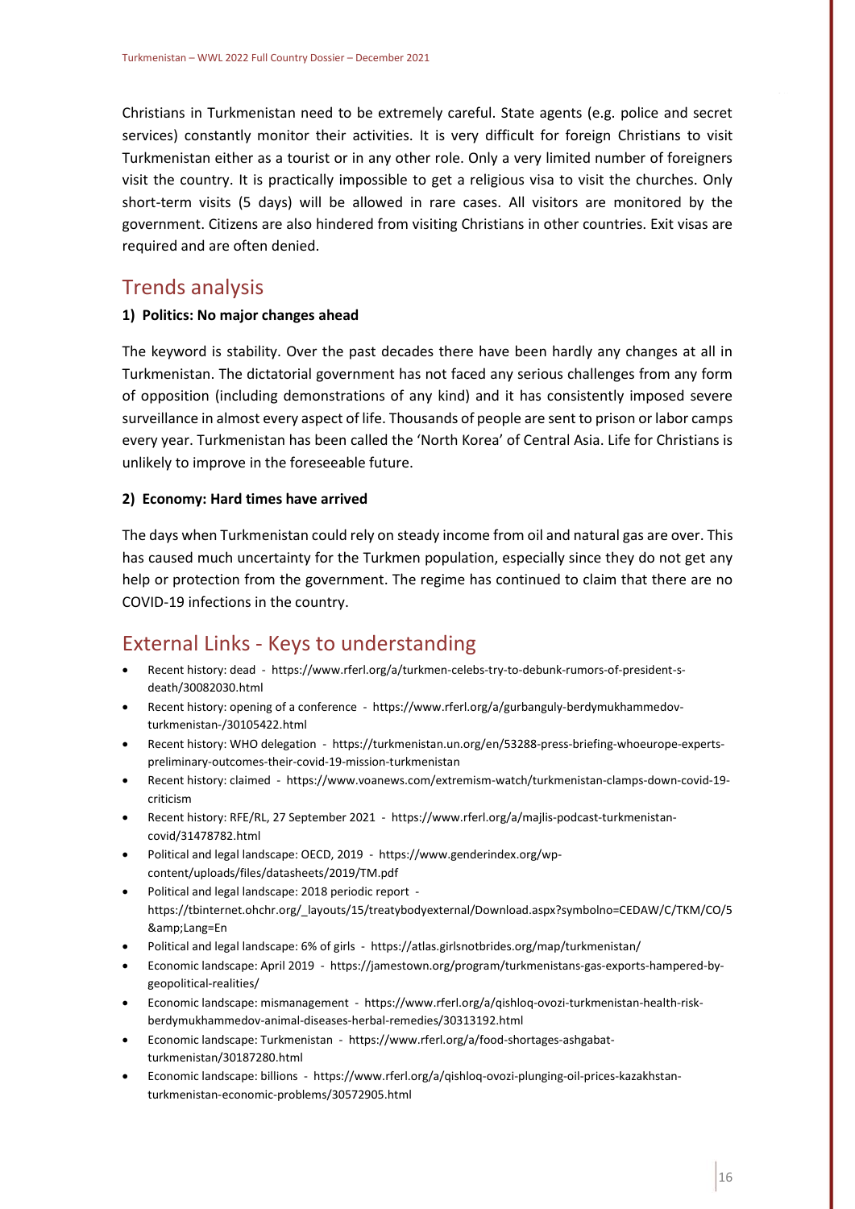Christians in Turkmenistan need to be extremely careful. State agents (e.g. police and secret services) constantly monitor their activities. It is very difficult for foreign Christians to visit Turkmenistan either as a tourist or in any other role. Only a very limited number of foreigners visit the country. It is practically impossible to get a religious visa to visit the churches. Only short-term visits (5 days) will be allowed in rare cases. All visitors are monitored by the government. Citizens are also hindered from visiting Christians in other countries. Exit visas are required and are often denied.

## Trends analysis

### 1) Politics: No major changes ahead

The keyword is stability. Over the past decades there have been hardly any changes at all in Turkmenistan. The dictatorial government has not faced any serious challenges from any form of opposition (including demonstrations of any kind) and it has consistently imposed severe surveillance in almost every aspect of life. Thousands of people are sent to prison or labor camps every year. Turkmenistan has been called the 'North Korea' of Central Asia. Life for Christians is unlikely to improve in the foreseeable future.

### 2) Economy: Hard times have arrived

The days when Turkmenistan could rely on steady income from oil and natural gas are over. This has caused much uncertainty for the Turkmen population, especially since they do not get any help or protection from the government. The regime has continued to claim that there are no COVID-19 infections in the country.

## External Links - Keys to understanding

- Recent history: dead - https://www.rferl.org/a/turkmen-celebs-try-to-debunk-rumors-of-president-s-death/30082030.html
- Recent history: opening of a conference - https://www.rferl.org/a/gurbanguly-berdymukhammedov-turkmenistan-/30105422.html
- Recent history: WHO delegation - https://turkmenistan.un.org/en/53288-press-briefing-whoeurope-experts-preliminary-outcomes-their-covid-19-mission-turkmenistan
- Recent history: claimed - https://www.voanews.com/extremism-watch/turkmenistan-clamps-down-covid-19-criticism
- Recent history: RFE/RL, 27 September 2021 - https://www.rferl.org/a/majlis-podcast-turkmenistan-covid/31478782.html
- Political and legal landscape: OECD, 2019 - https://www.genderindex.org/wp-content/uploads/files/datasheets/2019/TM.pdf
- Political and legal landscape: 2018 periodic report - https://tbinternet.ohchr.org/_layouts/15/treatybodyexternal/Download.aspx?symbolno=CEDAW/C/TKM/CO/5&amp;Lang=En
- Political and legal landscape: 6% of girls - https://atlas.girlsnotbrides.org/map/turkmenistan/
- Economic landscape: April 2019 - https://jamestown.org/program/turkmenistans-gas-exports-hampered-by-geopolitical-realities/
- Economic landscape: mismanagement - https://www.rferl.org/a/qishloq-ovozi-turkmenistan-health-risk-berdymukhammedov-animal-diseases-herbal-remedies/30313192.html
- Economic landscape: Turkmenistan - https://www.rferl.org/a/food-shortages-ashgabat-turkmenistan/30187280.html
- Economic landscape: billions - https://www.rferl.org/a/qishloq-ovozi-plunging-oil-prices-kazakhstan-turkmenistan-economic-problems/30572905.html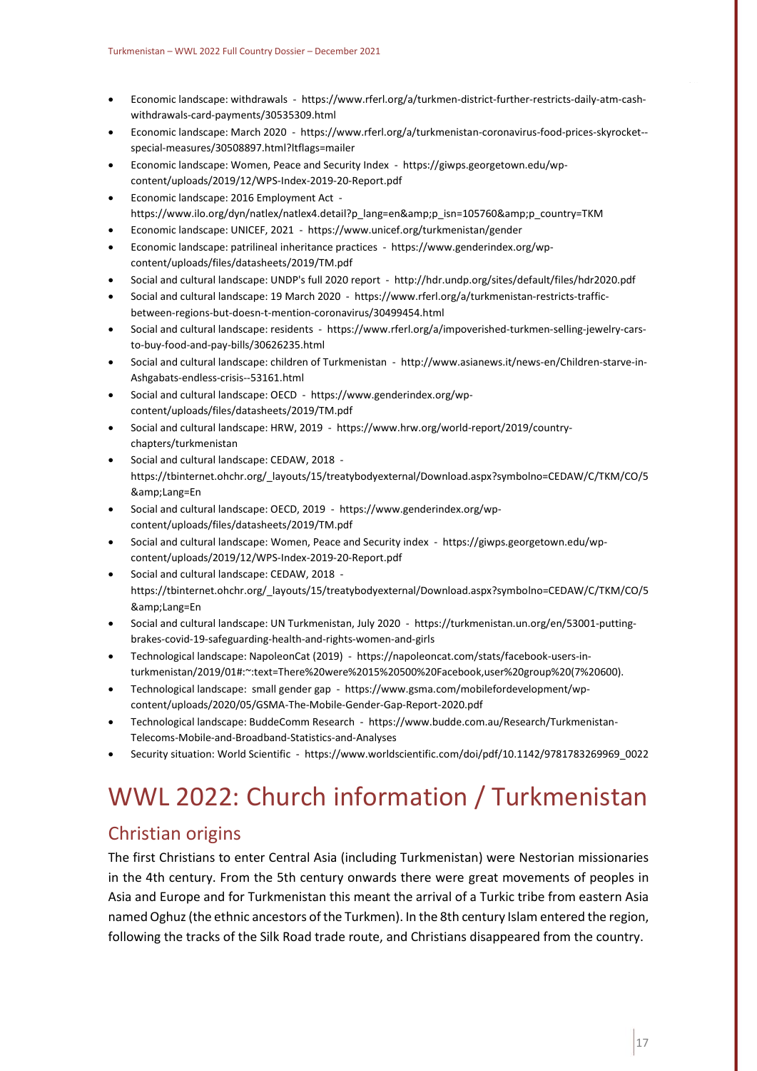- Economic landscape: withdrawals - https://www.rferl.org/a/turkmen-district-further-restricts-daily-atm-cash-withdrawals-card-payments/30535309.html
- Economic landscape: March 2020 - https://www.rferl.org/a/turkmenistan-coronavirus-food-prices-skyrocket--special-measures/30508897.html?ltflags=mailer
- Economic landscape: Women, Peace and Security Index - https://giwps.georgetown.edu/wp-content/uploads/2019/12/WPS-Index-2019-20-Report.pdf
- Economic landscape: 2016 Employment Act - https://www.ilo.org/dyn/natlex/natlex4.detail?p_lang=en&amp;p_isn=105760&amp;p_country=TKM
- Economic landscape: UNICEF, 2021 - https://www.unicef.org/turkmenistan/gender
- Economic landscape: patrilineal inheritance practices - https://www.genderindex.org/wp-content/uploads/files/datasheets/2019/TM.pdf
- Social and cultural landscape: UNDP's full 2020 report - http://hdr.undp.org/sites/default/files/hdr2020.pdf
- Social and cultural landscape: 19 March 2020 - https://www.rferl.org/a/turkmenistan-restricts-traffic-between-regions-but-doesn-t-mention-coronavirus/30499454.html
- Social and cultural landscape: residents - https://www.rferl.org/a/impoverished-turkmen-selling-jewelry-cars-to-buy-food-and-pay-bills/30626235.html
- Social and cultural landscape: children of Turkmenistan - http://www.asianews.it/news-en/Children-starve-in-Ashgabats-endless-crisis--53161.html
- Social and cultural landscape: OECD - https://www.genderindex.org/wp-content/uploads/files/datasheets/2019/TM.pdf
- Social and cultural landscape: HRW, 2019 - https://www.hrw.org/world-report/2019/country-chapters/turkmenistan
- Social and cultural landscape: CEDAW, 2018 - https://tbinternet.ohchr.org/_layouts/15/treatybodyexternal/Download.aspx?symbolno=CEDAW/C/TKM/CO/5&amp;Lang=En
- Social and cultural landscape: OECD, 2019 - https://www.genderindex.org/wp-content/uploads/files/datasheets/2019/TM.pdf
- Social and cultural landscape: Women, Peace and Security index - https://giwps.georgetown.edu/wp-content/uploads/2019/12/WPS-Index-2019-20-Report.pdf
- Social and cultural landscape: CEDAW, 2018 - https://tbinternet.ohchr.org/_layouts/15/treatybodyexternal/Download.aspx?symbolno=CEDAW/C/TKM/CO/5&amp;Lang=En
- Social and cultural landscape: UN Turkmenistan, July 2020 - https://turkmenistan.un.org/en/53001-putting-brakes-covid-19-safeguarding-health-and-rights-women-and-girls
- Technological landscape: NapoleonCat (2019) - https://napoleoncat.com/stats/facebook-users-in-turkmenistan/2019/01#:~:text=There%20were%2015%20500%20Facebook,user%20group%20(7%20600).
- Technological landscape: small gender gap - https://www.gsma.com/mobilefordevelopment/wp-content/uploads/2020/05/GSMA-The-Mobile-Gender-Gap-Report-2020.pdf
- Technological landscape: BuddeComm Research - https://www.budde.com.au/Research/Turkmenistan-Telecoms-Mobile-and-Broadband-Statistics-and-Analyses
- Security situation: World Scientific - https://www.worldscientific.com/doi/pdf/10.1142/9781783269969_0022

# WWL 2022: Church information / Turkmenistan

## Christian origins

The first Christians to enter Central Asia (including Turkmenistan) were Nestorian missionaries in the 4th century. From the 5th century onwards there were great movements of peoples in Asia and Europe and for Turkmenistan this meant the arrival of a Turkic tribe from eastern Asia named Oghuz (the ethnic ancestors of the Turkmen). In the 8th century Islam entered the region, following the tracks of the Silk Road trade route, and Christians disappeared from the country.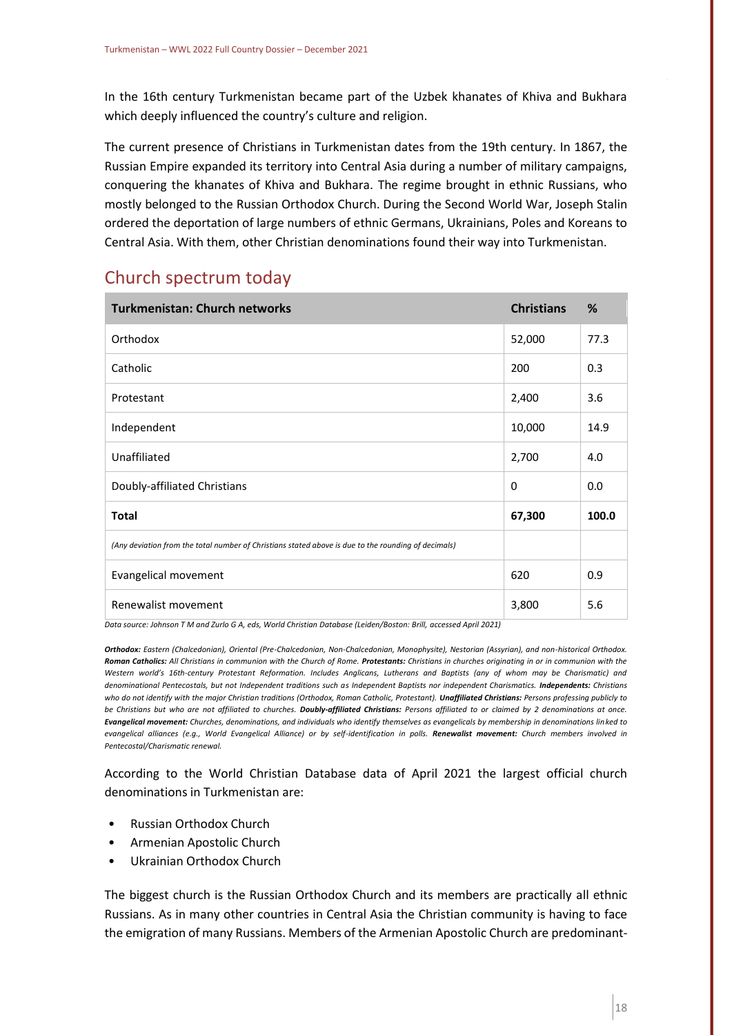In the 16th century Turkmenistan became part of the Uzbek khanates of Khiva and Bukhara which deeply influenced the country's culture and religion.

The current presence of Christians in Turkmenistan dates from the 19th century. In 1867, the Russian Empire expanded its territory into Central Asia during a number of military campaigns, conquering the khanates of Khiva and Bukhara. The regime brought in ethnic Russians, who mostly belonged to the Russian Orthodox Church. During the Second World War, Joseph Stalin ordered the deportation of large numbers of ethnic Germans, Ukrainians, Poles and Koreans to Central Asia. With them, other Christian denominations found their way into Turkmenistan.

## Church spectrum today

| Turkmenistan: Church networks | Christians | % |
|---|---|---|
| Orthodox | 52,000 | 77.3 |
| Catholic | 200 | 0.3 |
| Protestant | 2,400 | 3.6 |
| Independent | 10,000 | 14.9 |
| Unaffiliated | 2,700 | 4.0 |
| Doubly-affiliated Christians | 0 | 0.0 |
| **Total** | **67,300** | **100.0** |
| *(Any deviation from the total number of Christians stated above is due to the rounding of decimals)* | | |
| Evangelical movement | 620 | 0.9 |
| Renewalist movement | 3,800 | 5.6 |

*Data source: Johnson T M and Zurlo G A, eds, World Christian Database (Leiden/Boston: Brill, accessed April 2021)*

***Orthodox:*** *Eastern (Chalcedonian), Oriental (Pre-Chalcedonian, Non-Chalcedonian, Monophysite), Nestorian (Assyrian), and non-historical Orthodox.* ***Roman Catholics:*** *All Christians in communion with the Church of Rome.* ***Protestants:*** *Christians in churches originating in or in communion with the Western world's 16th-century Protestant Reformation. Includes Anglicans, Lutherans and Baptists (any of whom may be Charismatic) and denominational Pentecostals, but not Independent traditions such as Independent Baptists nor independent Charismatics.* ***Independents:*** *Christians who do not identify with the major Christian traditions (Orthodox, Roman Catholic, Protestant).* ***Unaffiliated Christians:*** *Persons professing publicly to be Christians but who are not affiliated to churches.* ***Doubly-affiliated Christians:*** *Persons affiliated to or claimed by 2 denominations at once.* ***Evangelical movement:*** *Churches, denominations, and individuals who identify themselves as evangelicals by membership in denominations linked to evangelical alliances (e.g., World Evangelical Alliance) or by self-identification in polls.* ***Renewalist movement:*** *Church members involved in Pentecostal/Charismatic renewal.*

According to the World Christian Database data of April 2021 the largest official church denominations in Turkmenistan are:

- Russian Orthodox Church
- Armenian Apostolic Church
- Ukrainian Orthodox Church

The biggest church is the Russian Orthodox Church and its members are practically all ethnic Russians. As in many other countries in Central Asia the Christian community is having to face the emigration of many Russians. Members of the Armenian Apostolic Church are predominant-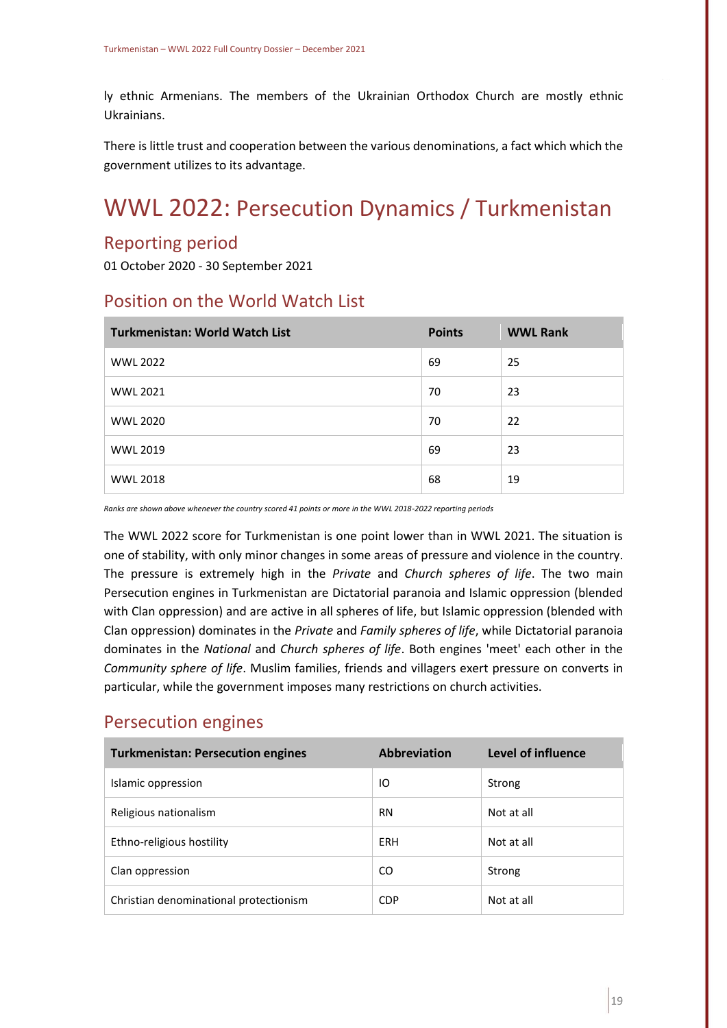ly ethnic Armenians. The members of the Ukrainian Orthodox Church are mostly ethnic Ukrainians.

There is little trust and cooperation between the various denominations, a fact which which the government utilizes to its advantage.

# WWL 2022: Persecution Dynamics / Turkmenistan

## Reporting period

01 October 2020 - 30 September 2021

## Position on the World Watch List

| Turkmenistan: World Watch List | Points | WWL Rank |
|---|---|---|
| WWL 2022 | 69 | 25 |
| WWL 2021 | 70 | 23 |
| WWL 2020 | 70 | 22 |
| WWL 2019 | 69 | 23 |
| WWL 2018 | 68 | 19 |

*Ranks are shown above whenever the country scored 41 points or more in the WWL 2018-2022 reporting periods*

The WWL 2022 score for Turkmenistan is one point lower than in WWL 2021. The situation is one of stability, with only minor changes in some areas of pressure and violence in the country. The pressure is extremely high in the *Private* and *Church spheres of life*. The two main Persecution engines in Turkmenistan are Dictatorial paranoia and Islamic oppression (blended with Clan oppression) and are active in all spheres of life, but Islamic oppression (blended with Clan oppression) dominates in the *Private* and *Family spheres of life*, while Dictatorial paranoia dominates in the *National* and *Church spheres of life*. Both engines 'meet' each other in the *Community sphere of life*. Muslim families, friends and villagers exert pressure on converts in particular, while the government imposes many restrictions on church activities.

## Persecution engines

| Turkmenistan: Persecution engines | Abbreviation | Level of influence |
|---|---|---|
| Islamic oppression | IO | Strong |
| Religious nationalism | RN | Not at all |
| Ethno-religious hostility | ERH | Not at all |
| Clan oppression | CO | Strong |
| Christian denominational protectionism | CDP | Not at all |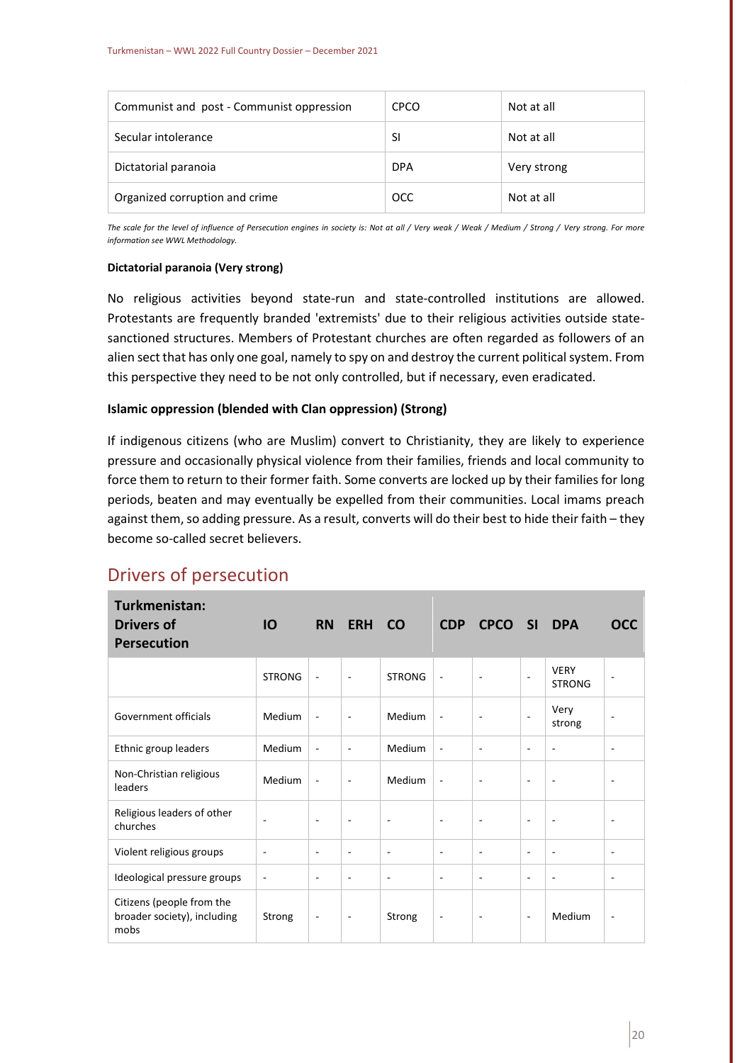| Communist and post - Communist oppression | CPCO | Not at all |
| --- | --- | --- |
| Secular intolerance | SI | Not at all |
| Dictatorial paranoia | DPA | Very strong |
| Organized corruption and crime | OCC | Not at all |

*The scale for the level of influence of Persecution engines in society is: Not at all / Very weak / Weak / Medium / Strong / Very strong. For more information see WWL Methodology.*

#### Dictatorial paranoia (Very strong)

No religious activities beyond state-run and state-controlled institutions are allowed. Protestants are frequently branded 'extremists' due to their religious activities outside state-sanctioned structures. Members of Protestant churches are often regarded as followers of an alien sect that has only one goal, namely to spy on and destroy the current political system. From this perspective they need to be not only controlled, but if necessary, even eradicated.

#### Islamic oppression (blended with Clan oppression) (Strong)

If indigenous citizens (who are Muslim) convert to Christianity, they are likely to experience pressure and occasionally physical violence from their families, friends and local community to force them to return to their former faith. Some converts are locked up by their families for long periods, beaten and may eventually be expelled from their communities. Local imams preach against them, so adding pressure. As a result, converts will do their best to hide their faith – they become so-called secret believers.

## Drivers of persecution

| Turkmenistan: Drivers of Persecution | IO | RN | ERH | CO | CDP | CPCO | SI | DPA | OCC |
| --- | --- | --- | --- | --- | --- | --- | --- | --- | --- |
| | STRONG | - | - | STRONG | - | - | - | VERY STRONG | - |
| Government officials | Medium | - | - | Medium | - | - | - | Very strong | - |
| Ethnic group leaders | Medium | - | - | Medium | - | - | - | - | - |
| Non-Christian religious leaders | Medium | - | - | Medium | - | - | - | - | - |
| Religious leaders of other churches | - | - | - | - | - | - | - | - | - |
| Violent religious groups | - | - | - | - | - | - | - | - | - |
| Ideological pressure groups | - | - | - | - | - | - | - | - | - |
| Citizens (people from the broader society), including mobs | Strong | - | - | Strong | - | - | - | Medium | - |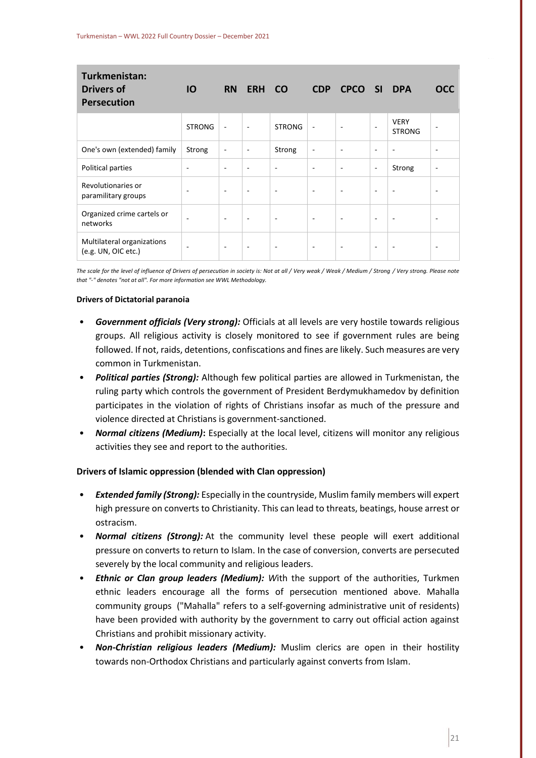| Turkmenistan: Drivers of Persecution | IO | RN | ERH | CO | CDP | CPCO | SI | DPA | OCC |
|---|---|---|---|---|---|---|---|---|---|
| | STRONG | - | - | STRONG | - | - | - | VERY STRONG | - |
| One's own (extended) family | Strong | - | - | Strong | - | - | - | - | - |
| Political parties | - | - | - | - | - | - | - | Strong | - |
| Revolutionaries or paramilitary groups | - | - | - | - | - | - | - | - | - |
| Organized crime cartels or networks | - | - | - | - | - | - | - | - | - |
| Multilateral organizations (e.g. UN, OIC etc.) | - | - | - | - | - | - | - | - | - |

*The scale for the level of influence of Drivers of persecution in society is: Not at all / Very weak / Weak / Medium / Strong / Very strong. Please note that "-" denotes "not at all". For more information see WWL Methodology.*

**Drivers of Dictatorial paranoia**

- ***Government officials (Very strong):*** Officials at all levels are very hostile towards religious groups. All religious activity is closely monitored to see if government rules are being followed. If not, raids, detentions, confiscations and fines are likely. Such measures are very common in Turkmenistan.
- ***Political parties (Strong):*** Although few political parties are allowed in Turkmenistan, the ruling party which controls the government of President Berdymukhamedov by definition participates in the violation of rights of Christians insofar as much of the pressure and violence directed at Christians is government-sanctioned.
- ***Normal citizens (Medium)*****:** Especially at the local level, citizens will monitor any religious activities they see and report to the authorities.

**Drivers of Islamic oppression (blended with Clan oppression)**

- ***Extended family (Strong):*** Especially in the countryside, Muslim family members will expert high pressure on converts to Christianity. This can lead to threats, beatings, house arrest or ostracism.
- ***Normal citizens (Strong):*** At the community level these people will exert additional pressure on converts to return to Islam. In the case of conversion, converts are persecuted severely by the local community and religious leaders.
- ***Ethnic or Clan group leaders (Medium):*** *W*ith the support of the authorities, Turkmen ethnic leaders encourage all the forms of persecution mentioned above. Mahalla community groups ("Mahalla" refers to a self-governing administrative unit of residents) have been provided with authority by the government to carry out official action against Christians and prohibit missionary activity.
- ***Non-Christian religious leaders (Medium):*** Muslim clerics are open in their hostility towards non-Orthodox Christians and particularly against converts from Islam.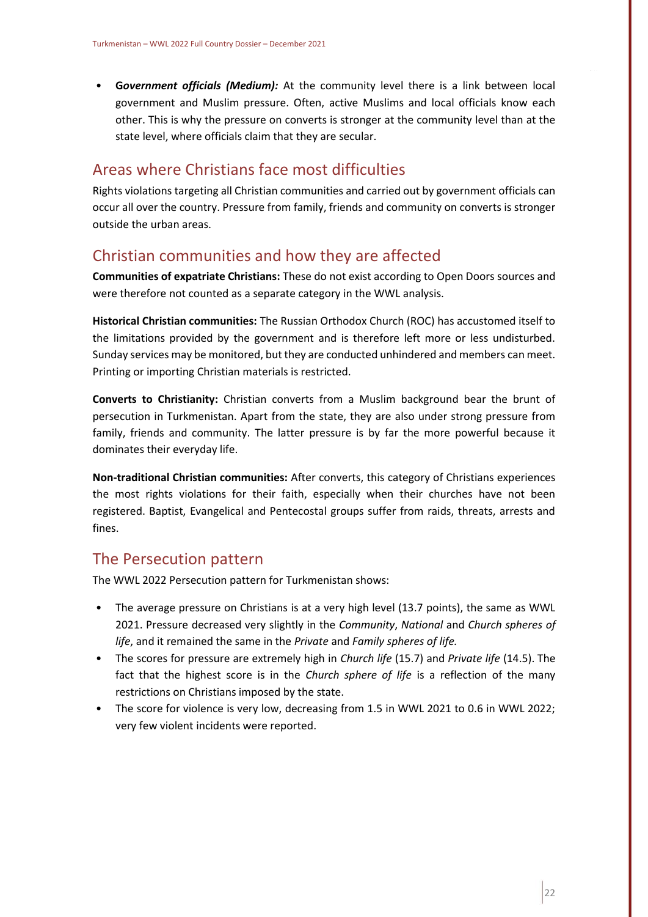- ***Government officials (Medium):*** At the community level there is a link between local government and Muslim pressure. Often, active Muslims and local officials know each other. This is why the pressure on converts is stronger at the community level than at the state level, where officials claim that they are secular.

## Areas where Christians face most difficulties

Rights violations targeting all Christian communities and carried out by government officials can occur all over the country. Pressure from family, friends and community on converts is stronger outside the urban areas.

## Christian communities and how they are affected

**Communities of expatriate Christians:** These do not exist according to Open Doors sources and were therefore not counted as a separate category in the WWL analysis.

**Historical Christian communities:** The Russian Orthodox Church (ROC) has accustomed itself to the limitations provided by the government and is therefore left more or less undisturbed. Sunday services may be monitored, but they are conducted unhindered and members can meet. Printing or importing Christian materials is restricted.

**Converts to Christianity:** Christian converts from a Muslim background bear the brunt of persecution in Turkmenistan. Apart from the state, they are also under strong pressure from family, friends and community. The latter pressure is by far the more powerful because it dominates their everyday life.

**Non-traditional Christian communities:** After converts, this category of Christians experiences the most rights violations for their faith, especially when their churches have not been registered. Baptist, Evangelical and Pentecostal groups suffer from raids, threats, arrests and fines.

## The Persecution pattern

The WWL 2022 Persecution pattern for Turkmenistan shows:

- The average pressure on Christians is at a very high level (13.7 points), the same as WWL 2021. Pressure decreased very slightly in the *Community*, *National* and *Church spheres of life*, and it remained the same in the *Private* and *Family spheres of life.*
- The scores for pressure are extremely high in *Church life* (15.7) and *Private life* (14.5). The fact that the highest score is in the *Church sphere of life* is a reflection of the many restrictions on Christians imposed by the state.
- The score for violence is very low, decreasing from 1.5 in WWL 2021 to 0.6 in WWL 2022; very few violent incidents were reported.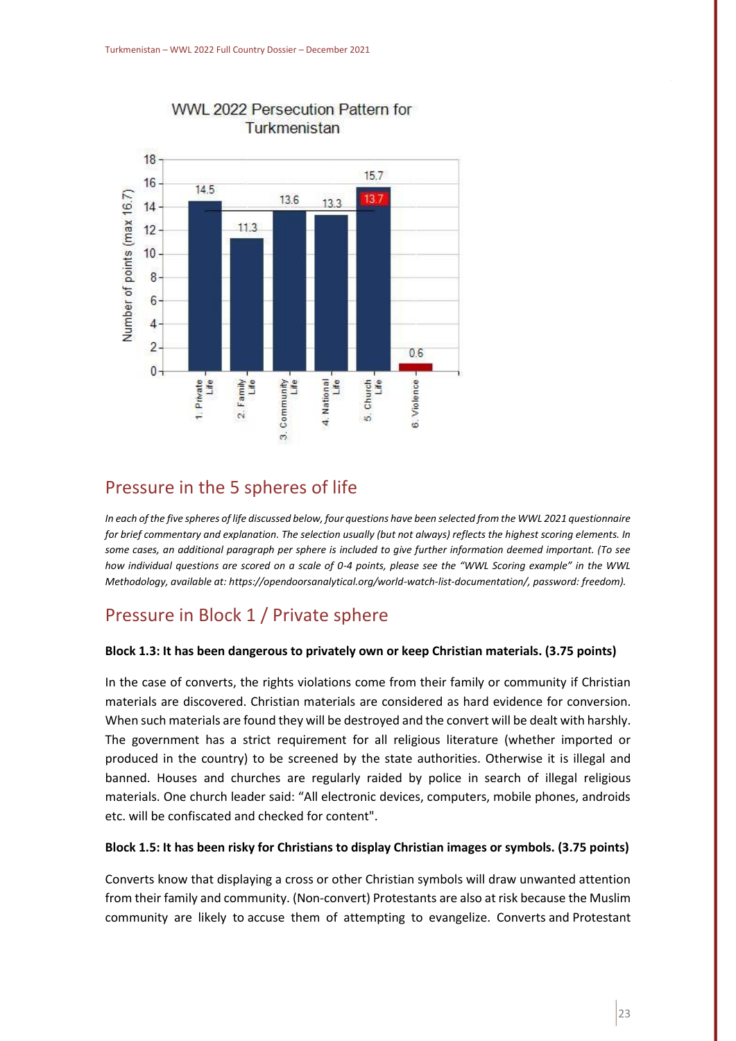## Pressure in the 5 spheres of life

*In each of the five spheres of life discussed below, four questions have been selected from the WWL 2021 questionnaire for brief commentary and explanation. The selection usually (but not always) reflects the highest scoring elements. In some cases, an additional paragraph per sphere is included to give further information deemed important. (To see how individual questions are scored on a scale of 0-4 points, please see the "WWL Scoring example" in the WWL Methodology, available at: https://opendoorsanalytical.org/world-watch-list-documentation/, password: freedom).*

## Pressure in Block 1 / Private sphere

**Block 1.3: It has been dangerous to privately own or keep Christian materials. (3.75 points)**

In the case of converts, the rights violations come from their family or community if Christian materials are discovered. Christian materials are considered as hard evidence for conversion. When such materials are found they will be destroyed and the convert will be dealt with harshly. The government has a strict requirement for all religious literature (whether imported or produced in the country) to be screened by the state authorities. Otherwise it is illegal and banned. Houses and churches are regularly raided by police in search of illegal religious materials. One church leader said: "All electronic devices, computers, mobile phones, androids etc. will be confiscated and checked for content".

**Block 1.5: It has been risky for Christians to display Christian images or symbols. (3.75 points)**

Converts know that displaying a cross or other Christian symbols will draw unwanted attention from their family and community. (Non-convert) Protestants are also at risk because the Muslim community are likely to accuse them of attempting to evangelize. Converts and Protestant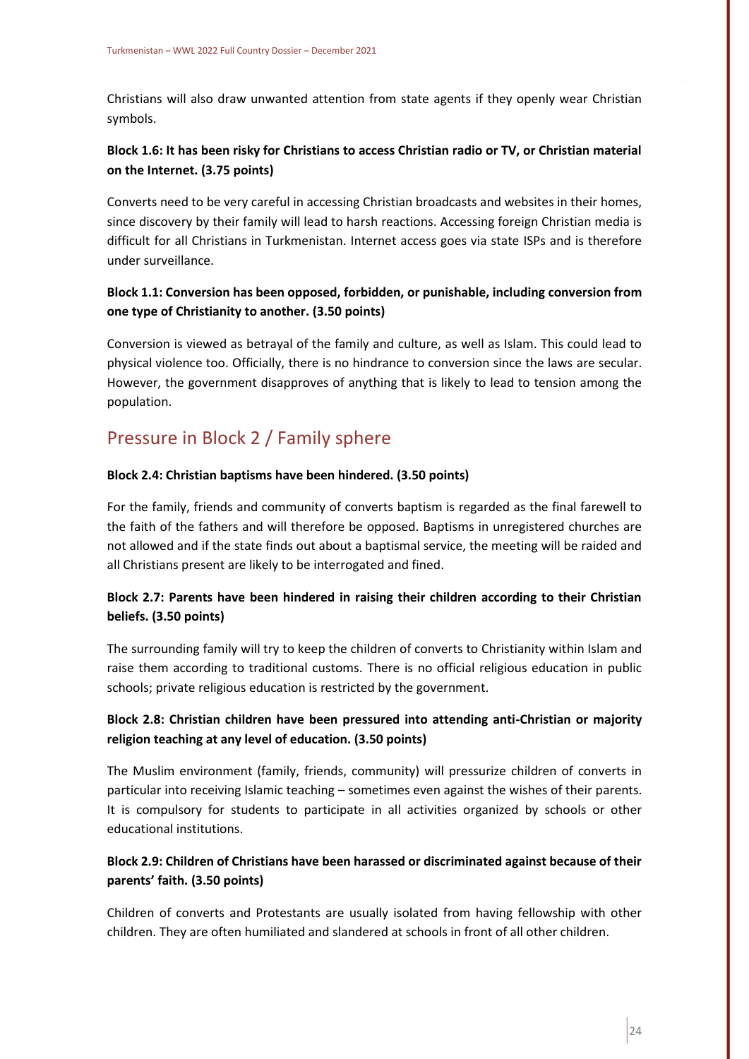Christians will also draw unwanted attention from state agents if they openly wear Christian symbols.

**Block 1.6: It has been risky for Christians to access Christian radio or TV, or Christian material on the Internet. (3.75 points)**

Converts need to be very careful in accessing Christian broadcasts and websites in their homes, since discovery by their family will lead to harsh reactions. Accessing foreign Christian media is difficult for all Christians in Turkmenistan. Internet access goes via state ISPs and is therefore under surveillance.

**Block 1.1: Conversion has been opposed, forbidden, or punishable, including conversion from one type of Christianity to another. (3.50 points)**

Conversion is viewed as betrayal of the family and culture, as well as Islam. This could lead to physical violence too. Officially, there is no hindrance to conversion since the laws are secular. However, the government disapproves of anything that is likely to lead to tension among the population.

## Pressure in Block 2 / Family sphere

**Block 2.4: Christian baptisms have been hindered. (3.50 points)**

For the family, friends and community of converts baptism is regarded as the final farewell to the faith of the fathers and will therefore be opposed. Baptisms in unregistered churches are not allowed and if the state finds out about a baptismal service, the meeting will be raided and all Christians present are likely to be interrogated and fined.

**Block 2.7: Parents have been hindered in raising their children according to their Christian beliefs. (3.50 points)**

The surrounding family will try to keep the children of converts to Christianity within Islam and raise them according to traditional customs. There is no official religious education in public schools; private religious education is restricted by the government.

**Block 2.8: Christian children have been pressured into attending anti-Christian or majority religion teaching at any level of education. (3.50 points)**

The Muslim environment (family, friends, community) will pressurize children of converts in particular into receiving Islamic teaching – sometimes even against the wishes of their parents. It is compulsory for students to participate in all activities organized by schools or other educational institutions.

**Block 2.9: Children of Christians have been harassed or discriminated against because of their parents' faith. (3.50 points)**

Children of converts and Protestants are usually isolated from having fellowship with other children. They are often humiliated and slandered at schools in front of all other children.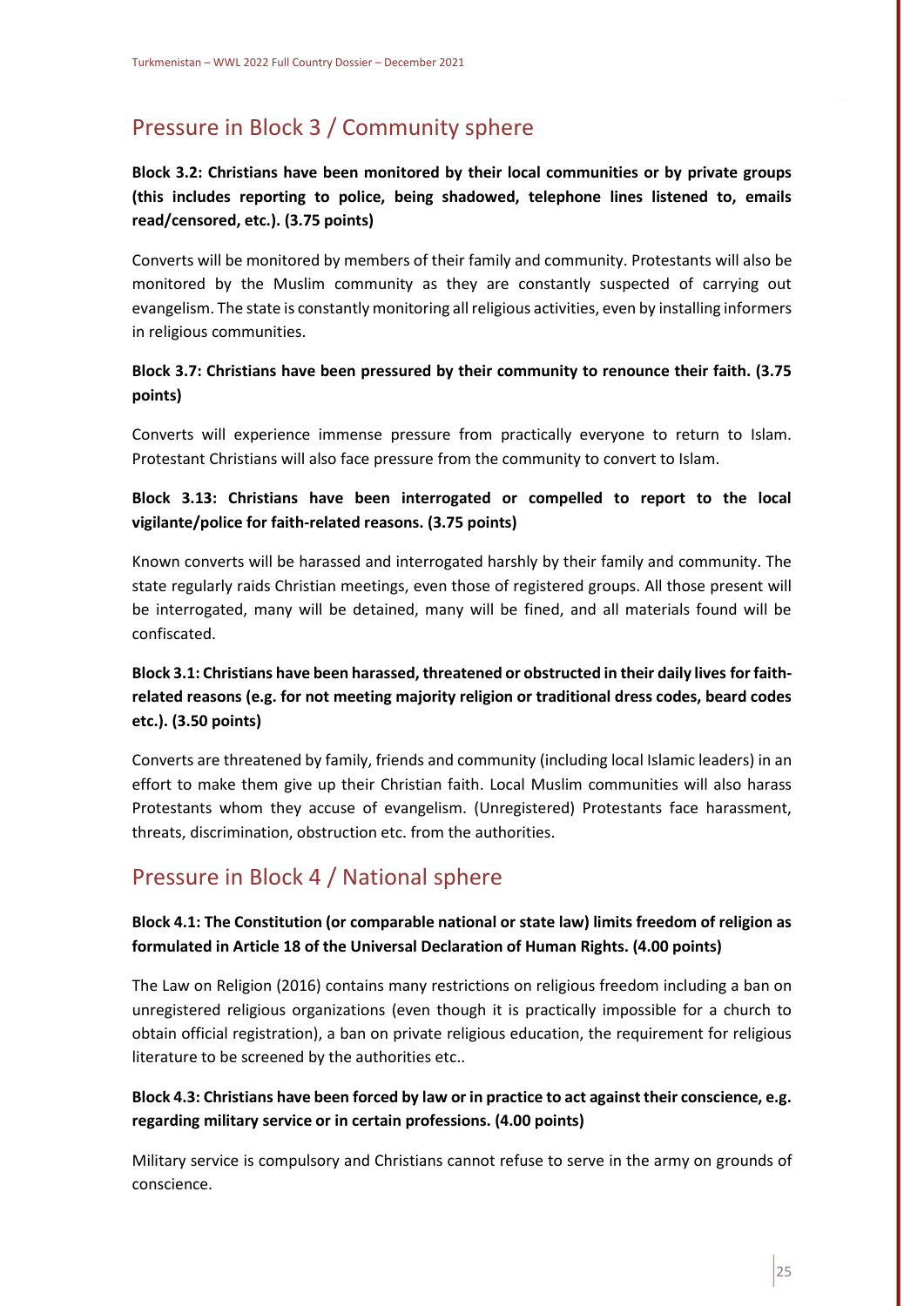## Pressure in Block 3 / Community sphere

**Block 3.2: Christians have been monitored by their local communities or by private groups (this includes reporting to police, being shadowed, telephone lines listened to, emails read/censored, etc.). (3.75 points)**

Converts will be monitored by members of their family and community. Protestants will also be monitored by the Muslim community as they are constantly suspected of carrying out evangelism. The state is constantly monitoring all religious activities, even by installing informers in religious communities.

**Block 3.7: Christians have been pressured by their community to renounce their faith. (3.75 points)**

Converts will experience immense pressure from practically everyone to return to Islam. Protestant Christians will also face pressure from the community to convert to Islam.

**Block 3.13: Christians have been interrogated or compelled to report to the local vigilante/police for faith-related reasons. (3.75 points)**

Known converts will be harassed and interrogated harshly by their family and community. The state regularly raids Christian meetings, even those of registered groups. All those present will be interrogated, many will be detained, many will be fined, and all materials found will be confiscated.

**Block 3.1: Christians have been harassed, threatened or obstructed in their daily lives for faith-related reasons (e.g. for not meeting majority religion or traditional dress codes, beard codes etc.). (3.50 points)**

Converts are threatened by family, friends and community (including local Islamic leaders) in an effort to make them give up their Christian faith. Local Muslim communities will also harass Protestants whom they accuse of evangelism. (Unregistered) Protestants face harassment, threats, discrimination, obstruction etc. from the authorities.

## Pressure in Block 4 / National sphere

**Block 4.1: The Constitution (or comparable national or state law) limits freedom of religion as formulated in Article 18 of the Universal Declaration of Human Rights. (4.00 points)**

The Law on Religion (2016) contains many restrictions on religious freedom including a ban on unregistered religious organizations (even though it is practically impossible for a church to obtain official registration), a ban on private religious education, the requirement for religious literature to be screened by the authorities etc..

**Block 4.3: Christians have been forced by law or in practice to act against their conscience, e.g. regarding military service or in certain professions. (4.00 points)**

Military service is compulsory and Christians cannot refuse to serve in the army on grounds of conscience.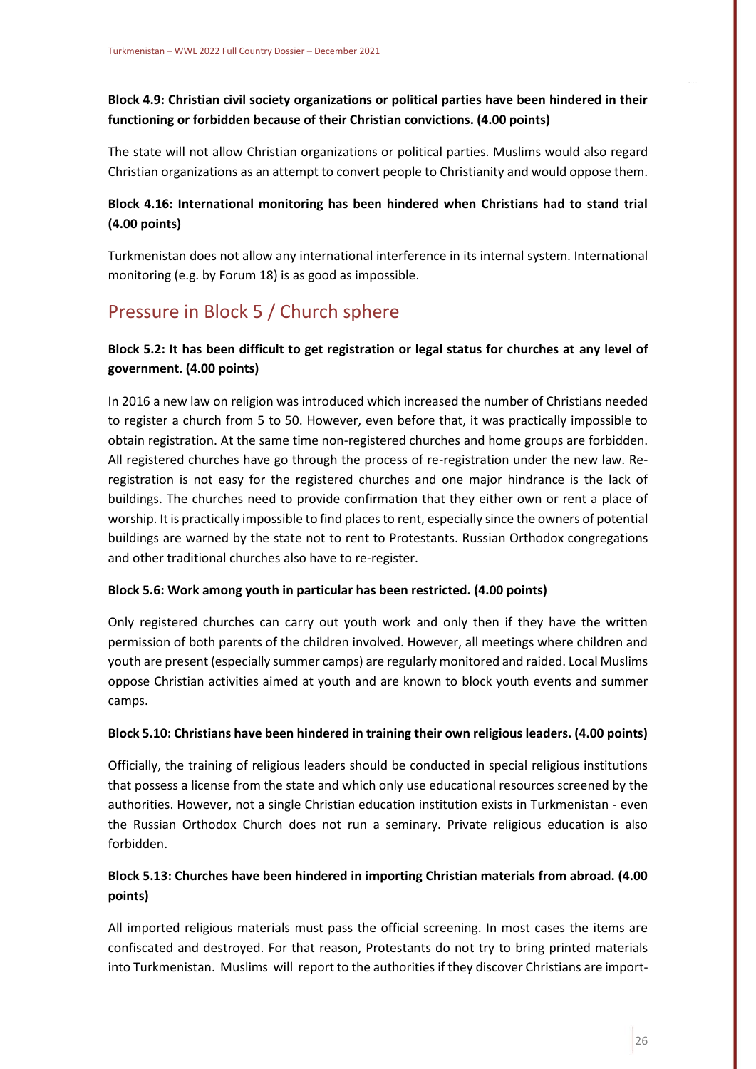**Block 4.9: Christian civil society organizations or political parties have been hindered in their functioning or forbidden because of their Christian convictions. (4.00 points)**

The state will not allow Christian organizations or political parties. Muslims would also regard Christian organizations as an attempt to convert people to Christianity and would oppose them.

**Block 4.16: International monitoring has been hindered when Christians had to stand trial (4.00 points)**

Turkmenistan does not allow any international interference in its internal system. International monitoring (e.g. by Forum 18) is as good as impossible.

## Pressure in Block 5 / Church sphere

**Block 5.2: It has been difficult to get registration or legal status for churches at any level of government. (4.00 points)**

In 2016 a new law on religion was introduced which increased the number of Christians needed to register a church from 5 to 50. However, even before that, it was practically impossible to obtain registration. At the same time non-registered churches and home groups are forbidden. All registered churches have go through the process of re-registration under the new law. Re-registration is not easy for the registered churches and one major hindrance is the lack of buildings. The churches need to provide confirmation that they either own or rent a place of worship. It is practically impossible to find places to rent, especially since the owners of potential buildings are warned by the state not to rent to Protestants. Russian Orthodox congregations and other traditional churches also have to re-register.

**Block 5.6: Work among youth in particular has been restricted. (4.00 points)**

Only registered churches can carry out youth work and only then if they have the written permission of both parents of the children involved. However, all meetings where children and youth are present (especially summer camps) are regularly monitored and raided. Local Muslims oppose Christian activities aimed at youth and are known to block youth events and summer camps.

**Block 5.10: Christians have been hindered in training their own religious leaders. (4.00 points)**

Officially, the training of religious leaders should be conducted in special religious institutions that possess a license from the state and which only use educational resources screened by the authorities. However, not a single Christian education institution exists in Turkmenistan - even the Russian Orthodox Church does not run a seminary. Private religious education is also forbidden.

**Block 5.13: Churches have been hindered in importing Christian materials from abroad. (4.00 points)**

All imported religious materials must pass the official screening. In most cases the items are confiscated and destroyed. For that reason, Protestants do not try to bring printed materials into Turkmenistan. Muslims will report to the authorities if they discover Christians are import-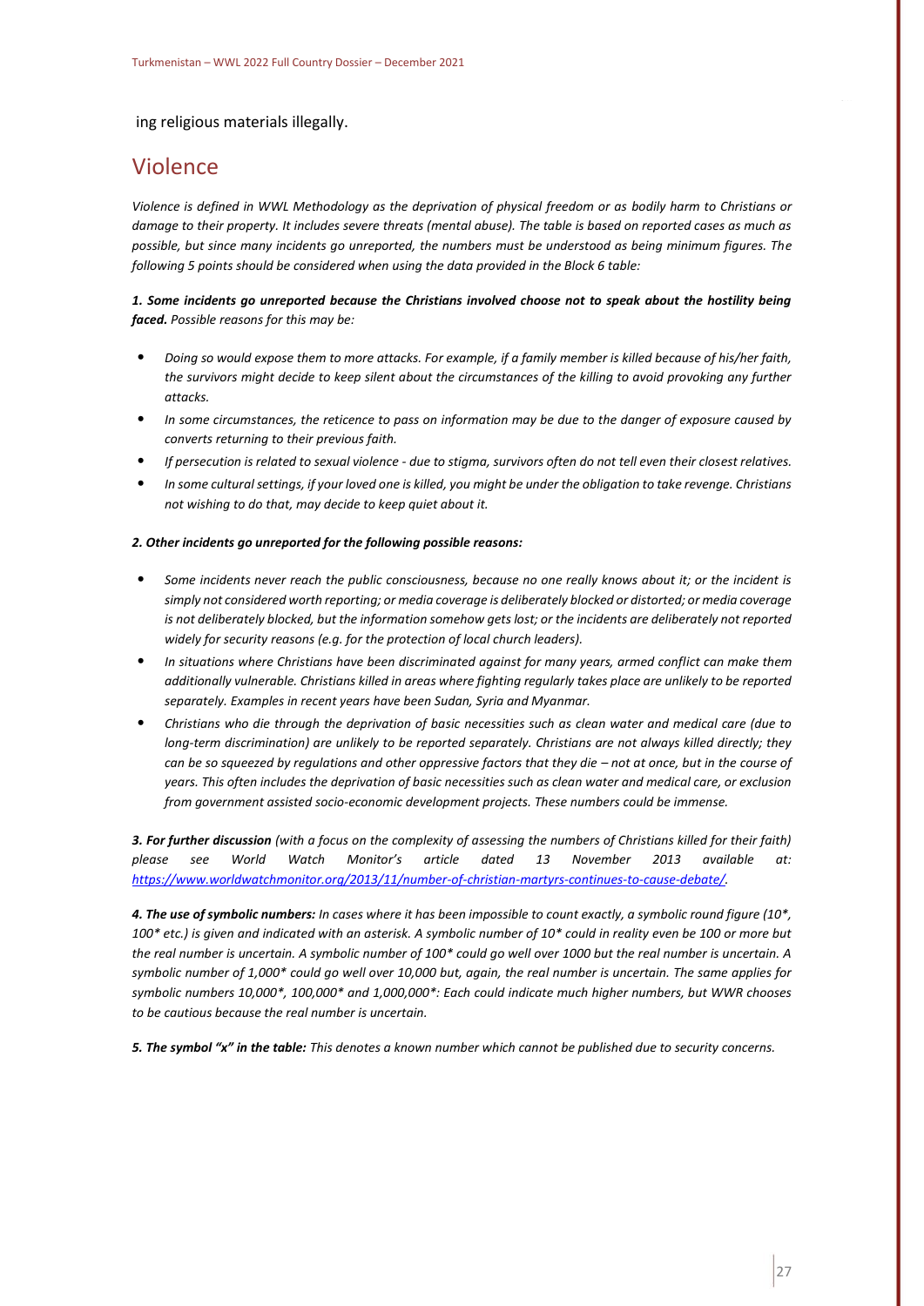ing religious materials illegally.

## Violence

*Violence is defined in WWL Methodology as the deprivation of physical freedom or as bodily harm to Christians or damage to their property. It includes severe threats (mental abuse). The table is based on reported cases as much as possible, but since many incidents go unreported, the numbers must be understood as being minimum figures. The following 5 points should be considered when using the data provided in the Block 6 table:*

***1. Some incidents go unreported because the Christians involved choose not to speak about the hostility being faced.*** *Possible reasons for this may be:*

- *Doing so would expose them to more attacks. For example, if a family member is killed because of his/her faith, the survivors might decide to keep silent about the circumstances of the killing to avoid provoking any further attacks.*
- *In some circumstances, the reticence to pass on information may be due to the danger of exposure caused by converts returning to their previous faith.*
- *If persecution is related to sexual violence - due to stigma, survivors often do not tell even their closest relatives.*
- *In some cultural settings, if your loved one is killed, you might be under the obligation to take revenge. Christians not wishing to do that, may decide to keep quiet about it.*

***2. Other incidents go unreported for the following possible reasons:***

- *Some incidents never reach the public consciousness, because no one really knows about it; or the incident is simply not considered worth reporting; or media coverage is deliberately blocked or distorted; or media coverage is not deliberately blocked, but the information somehow gets lost; or the incidents are deliberately not reported widely for security reasons (e.g. for the protection of local church leaders).*
- *In situations where Christians have been discriminated against for many years, armed conflict can make them additionally vulnerable. Christians killed in areas where fighting regularly takes place are unlikely to be reported separately. Examples in recent years have been Sudan, Syria and Myanmar.*
- *Christians who die through the deprivation of basic necessities such as clean water and medical care (due to long-term discrimination) are unlikely to be reported separately. Christians are not always killed directly; they can be so squeezed by regulations and other oppressive factors that they die – not at once, but in the course of years. This often includes the deprivation of basic necessities such as clean water and medical care, or exclusion from government assisted socio-economic development projects. These numbers could be immense.*

***3. For further discussion*** *(with a focus on the complexity of assessing the numbers of Christians killed for their faith) please see World Watch Monitor's article dated 13 November 2013 available at: [https://www.worldwatchmonitor.org/2013/11/number-of-christian-martyrs-continues-to-cause-debate/](https://www.worldwatchmonitor.org/2013/11/number-of-christian-martyrs-continues-to-cause-debate/).*

***4. The use of symbolic numbers:*** *In cases where it has been impossible to count exactly, a symbolic round figure (10\*, 100\* etc.) is given and indicated with an asterisk. A symbolic number of 10\* could in reality even be 100 or more but the real number is uncertain. A symbolic number of 100\* could go well over 1000 but the real number is uncertain. A symbolic number of 1,000\* could go well over 10,000 but, again, the real number is uncertain. The same applies for symbolic numbers 10,000\*, 100,000\* and 1,000,000\*: Each could indicate much higher numbers, but WWR chooses to be cautious because the real number is uncertain.*

***5. The symbol "x" in the table:*** *This denotes a known number which cannot be published due to security concerns.*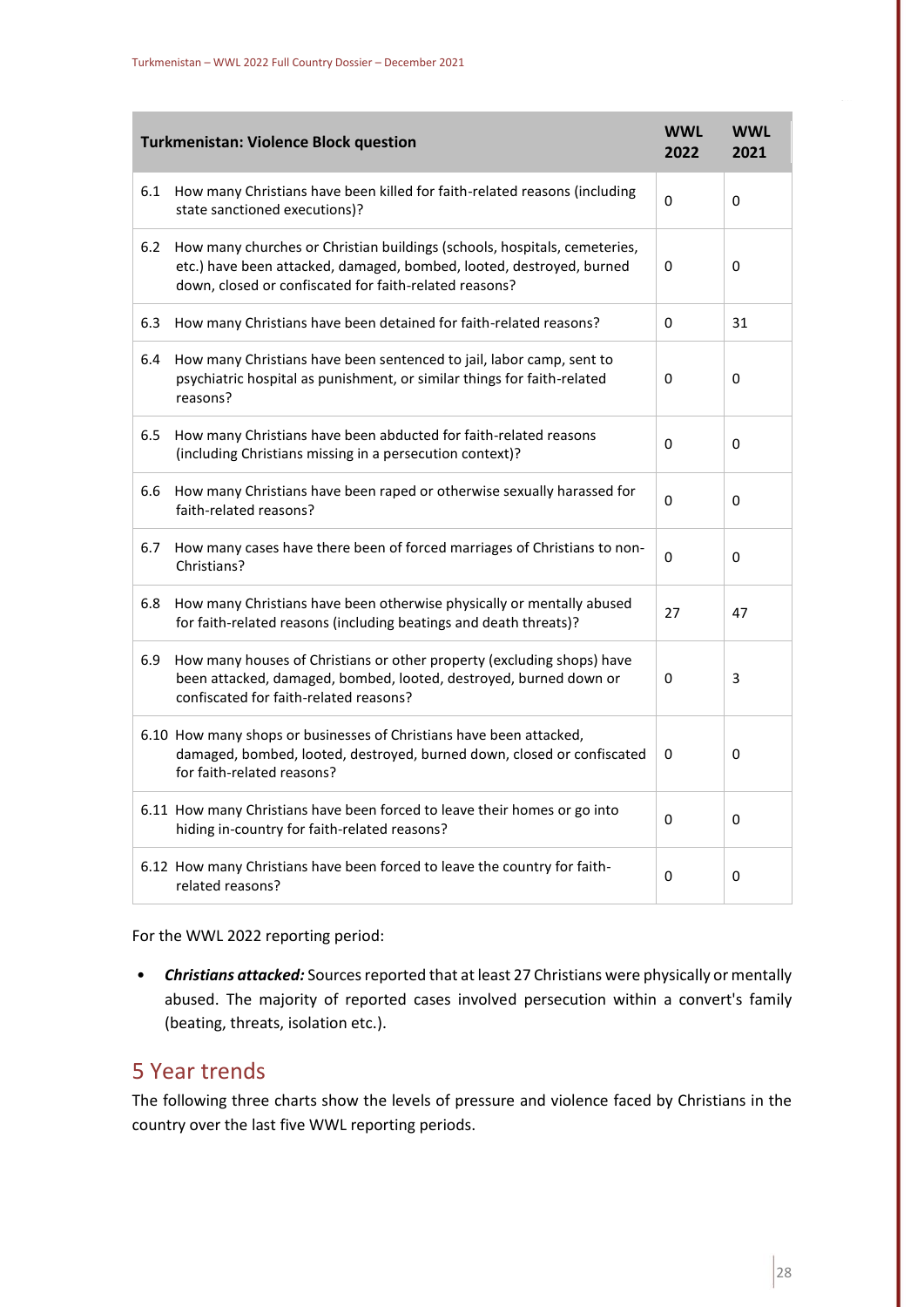| Turkmenistan: Violence Block question | WWL 2022 | WWL 2021 |
|---|---|---|
| 6.1 How many Christians have been killed for faith-related reasons (including state sanctioned executions)? | 0 | 0 |
| 6.2 How many churches or Christian buildings (schools, hospitals, cemeteries, etc.) have been attacked, damaged, bombed, looted, destroyed, burned down, closed or confiscated for faith-related reasons? | 0 | 0 |
| 6.3 How many Christians have been detained for faith-related reasons? | 0 | 31 |
| 6.4 How many Christians have been sentenced to jail, labor camp, sent to psychiatric hospital as punishment, or similar things for faith-related reasons? | 0 | 0 |
| 6.5 How many Christians have been abducted for faith-related reasons (including Christians missing in a persecution context)? | 0 | 0 |
| 6.6 How many Christians have been raped or otherwise sexually harassed for faith-related reasons? | 0 | 0 |
| 6.7 How many cases have there been of forced marriages of Christians to non-Christians? | 0 | 0 |
| 6.8 How many Christians have been otherwise physically or mentally abused for faith-related reasons (including beatings and death threats)? | 27 | 47 |
| 6.9 How many houses of Christians or other property (excluding shops) have been attacked, damaged, bombed, looted, destroyed, burned down or confiscated for faith-related reasons? | 0 | 3 |
| 6.10 How many shops or businesses of Christians have been attacked, damaged, bombed, looted, destroyed, burned down, closed or confiscated for faith-related reasons? | 0 | 0 |
| 6.11 How many Christians have been forced to leave their homes or go into hiding in-country for faith-related reasons? | 0 | 0 |
| 6.12 How many Christians have been forced to leave the country for faith-related reasons? | 0 | 0 |

For the WWL 2022 reporting period:

- ***Christians attacked:*** Sources reported that at least 27 Christians were physically or mentally abused. The majority of reported cases involved persecution within a convert's family (beating, threats, isolation etc.).

## 5 Year trends

The following three charts show the levels of pressure and violence faced by Christians in the country over the last five WWL reporting periods.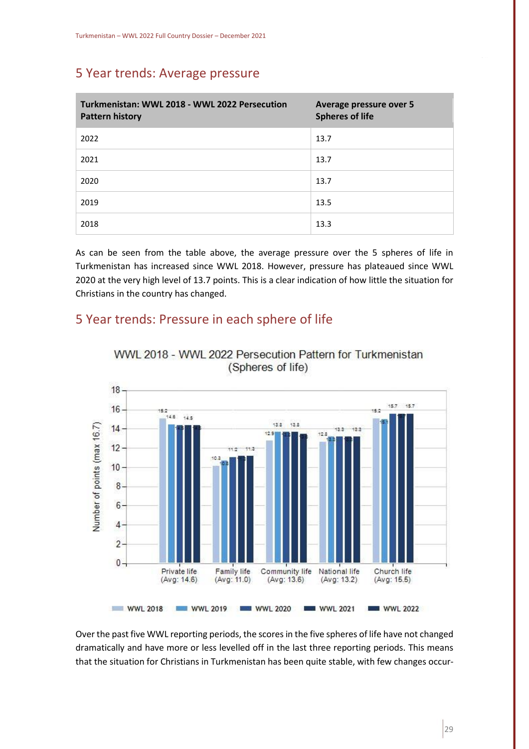## 5 Year trends: Average pressure

| Turkmenistan: WWL 2018 - WWL 2022 Persecution Pattern history | Average pressure over 5 Spheres of life |
|---|---|
| 2022 | 13.7 |
| 2021 | 13.7 |
| 2020 | 13.7 |
| 2019 | 13.5 |
| 2018 | 13.3 |

As can be seen from the table above, the average pressure over the 5 spheres of life in Turkmenistan has increased since WWL 2018. However, pressure has plateaued since WWL 2020 at the very high level of 13.7 points. This is a clear indication of how little the situation for Christians in the country has changed.

## 5 Year trends: Pressure in each sphere of life

WWL 2018 - WWL 2022 Persecution Pattern for Turkmenistan (Spheres of life)

| Sphere of life | WWL 2018 | WWL 2019 | WWL 2020 | WWL 2021 | WWL 2022 |
|---|---|---|---|---|---|
| Private life (Avg: 14.6) | 15.2 | 14.6 | 14.5 | 14.5 | 14.5 |
| Family life (Avg: 11.0) | 10.3 | 10.8 | 11.2 | 11.2 | 11.3 |
| Community life (Avg: 13.6) | 12.9 | 13.8 | 13.8 | 13.8 | 13.6 |
| National life (Avg: 13.2) | 12.8 | 13.3 | 13.3 | 13.3 | 13.3 |
| Church life (Avg: 15.5) | 15.2 | 15.1 | 15.7 | 15.7 | 15.7 |

Number of points (max 16.7)

Over the past five WWL reporting periods, the scores in the five spheres of life have not changed dramatically and have more or less levelled off in the last three reporting periods. This means that the situation for Christians in Turkmenistan has been quite stable, with few changes occur-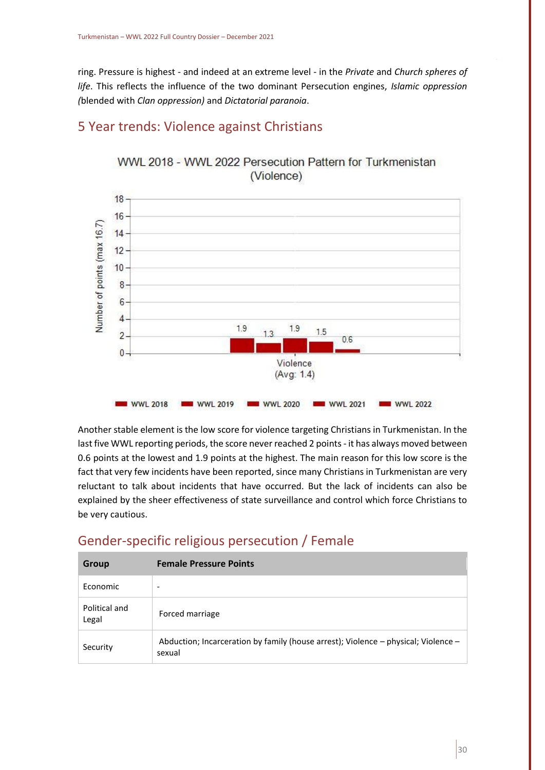ring. Pressure is highest - and indeed at an extreme level - in the *Private* and *Church spheres of life*. This reflects the influence of the two dominant Persecution engines, *Islamic oppression (*blended with *Clan oppression)* and *Dictatorial paranoia*.

## 5 Year trends: Violence against Christians

WWL 2018 - WWL 2022 Persecution Pattern for Turkmenistan (Violence)

| | WWL 2018 | WWL 2019 | WWL 2020 | WWL 2021 | WWL 2022 |
|---|---|---|---|---|---|
| Violence (Avg: 1.4) | 1.9 | 1.3 | 1.9 | 1.5 | 0.6 |

Another stable element is the low score for violence targeting Christians in Turkmenistan. In the last five WWL reporting periods, the score never reached 2 points - it has always moved between 0.6 points at the lowest and 1.9 points at the highest. The main reason for this low score is the fact that very few incidents have been reported, since many Christians in Turkmenistan are very reluctant to talk about incidents that have occurred. But the lack of incidents can also be explained by the sheer effectiveness of state surveillance and control which force Christians to be very cautious.

## Gender-specific religious persecution / Female

| Group | Female Pressure Points |
|---|---|
| Economic | - |
| Political and Legal | Forced marriage |
| Security | Abduction; Incarceration by family (house arrest); Violence – physical; Violence – sexual |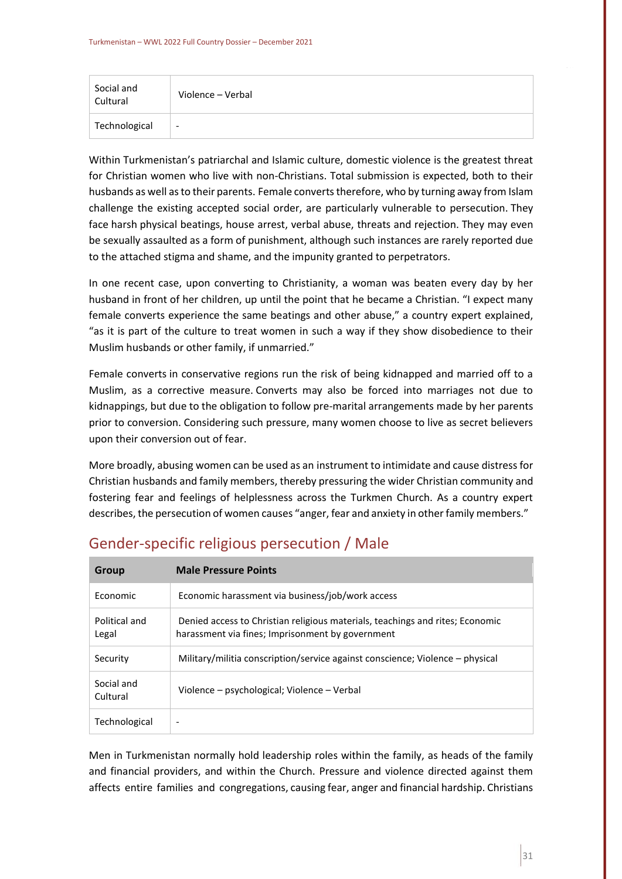| Social and Cultural | Violence – Verbal |
| --- | --- |
| Technological | - |

Within Turkmenistan's patriarchal and Islamic culture, domestic violence is the greatest threat for Christian women who live with non-Christians. Total submission is expected, both to their husbands as well as to their parents. Female converts therefore, who by turning away from Islam challenge the existing accepted social order, are particularly vulnerable to persecution. They face harsh physical beatings, house arrest, verbal abuse, threats and rejection. They may even be sexually assaulted as a form of punishment, although such instances are rarely reported due to the attached stigma and shame, and the impunity granted to perpetrators.

In one recent case, upon converting to Christianity, a woman was beaten every day by her husband in front of her children, up until the point that he became a Christian. "I expect many female converts experience the same beatings and other abuse," a country expert explained, "as it is part of the culture to treat women in such a way if they show disobedience to their Muslim husbands or other family, if unmarried."

Female converts in conservative regions run the risk of being kidnapped and married off to a Muslim, as a corrective measure. Converts may also be forced into marriages not due to kidnappings, but due to the obligation to follow pre-marital arrangements made by her parents prior to conversion. Considering such pressure, many women choose to live as secret believers upon their conversion out of fear.

More broadly, abusing women can be used as an instrument to intimidate and cause distress for Christian husbands and family members, thereby pressuring the wider Christian community and fostering fear and feelings of helplessness across the Turkmen Church. As a country expert describes, the persecution of women causes "anger, fear and anxiety in other family members."

## Gender-specific religious persecution / Male

| Group | Male Pressure Points |
| --- | --- |
| Economic | Economic harassment via business/job/work access |
| Political and Legal | Denied access to Christian religious materials, teachings and rites; Economic harassment via fines; Imprisonment by government |
| Security | Military/militia conscription/service against conscience; Violence – physical |
| Social and Cultural | Violence – psychological; Violence – Verbal |
| Technological | - |

Men in Turkmenistan normally hold leadership roles within the family, as heads of the family and financial providers, and within the Church. Pressure and violence directed against them affects entire families and congregations, causing fear, anger and financial hardship. Christians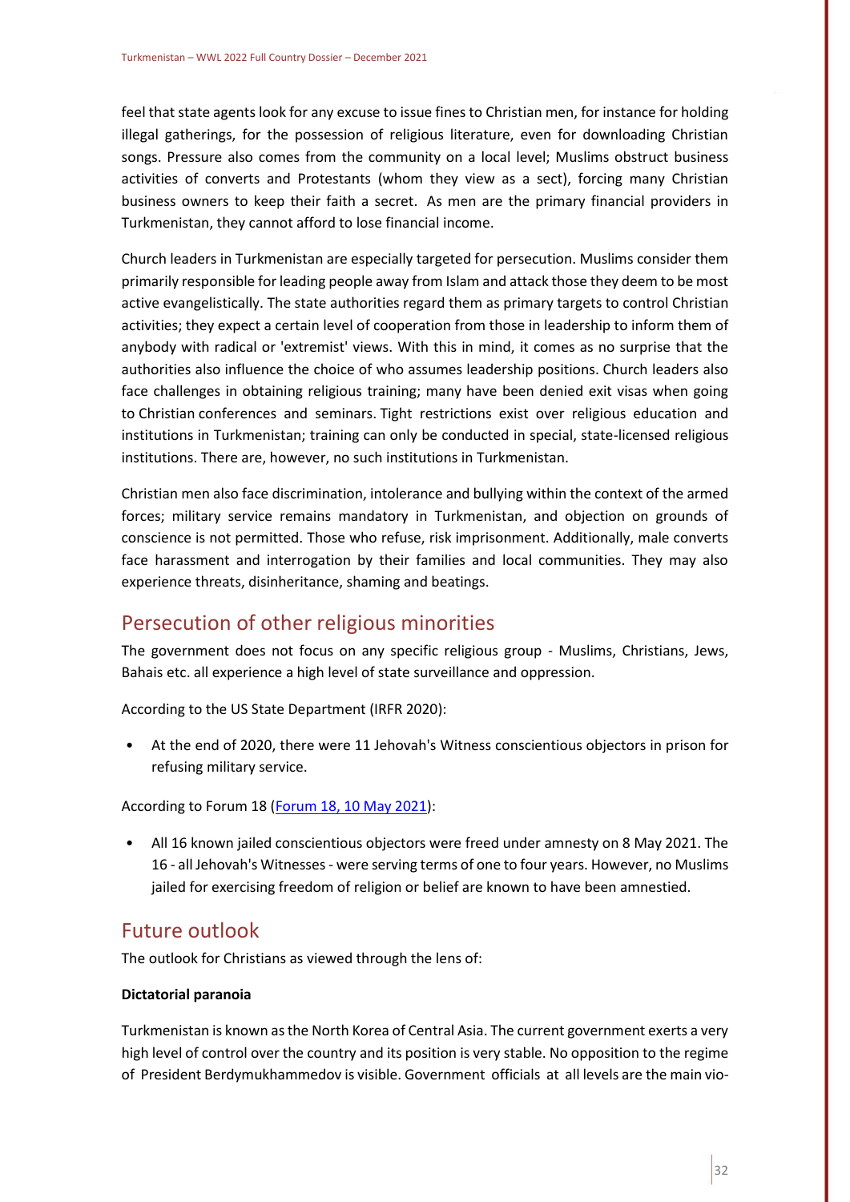feel that state agents look for any excuse to issue fines to Christian men, for instance for holding illegal gatherings, for the possession of religious literature, even for downloading Christian songs. Pressure also comes from the community on a local level; Muslims obstruct business activities of converts and Protestants (whom they view as a sect), forcing many Christian business owners to keep their faith a secret. As men are the primary financial providers in Turkmenistan, they cannot afford to lose financial income.

Church leaders in Turkmenistan are especially targeted for persecution. Muslims consider them primarily responsible for leading people away from Islam and attack those they deem to be most active evangelistically. The state authorities regard them as primary targets to control Christian activities; they expect a certain level of cooperation from those in leadership to inform them of anybody with radical or 'extremist' views. With this in mind, it comes as no surprise that the authorities also influence the choice of who assumes leadership positions. Church leaders also face challenges in obtaining religious training; many have been denied exit visas when going to Christian conferences and seminars. Tight restrictions exist over religious education and institutions in Turkmenistan; training can only be conducted in special, state-licensed religious institutions. There are, however, no such institutions in Turkmenistan.

Christian men also face discrimination, intolerance and bullying within the context of the armed forces; military service remains mandatory in Turkmenistan, and objection on grounds of conscience is not permitted. Those who refuse, risk imprisonment. Additionally, male converts face harassment and interrogation by their families and local communities. They may also experience threats, disinheritance, shaming and beatings.

## Persecution of other religious minorities

The government does not focus on any specific religious group - Muslims, Christians, Jews, Bahais etc. all experience a high level of state surveillance and oppression.

According to the US State Department (IRFR 2020):

- At the end of 2020, there were 11 Jehovah's Witness conscientious objectors in prison for refusing military service.

According to Forum 18 (Forum 18, 10 May 2021):

- All 16 known jailed conscientious objectors were freed under amnesty on 8 May 2021. The 16 - all Jehovah's Witnesses - were serving terms of one to four years. However, no Muslims jailed for exercising freedom of religion or belief are known to have been amnestied.

## Future outlook

The outlook for Christians as viewed through the lens of:

**Dictatorial paranoia**

Turkmenistan is known as the North Korea of Central Asia. The current government exerts a very high level of control over the country and its position is very stable. No opposition to the regime of President Berdymukhammedov is visible. Government officials at all levels are the main vio-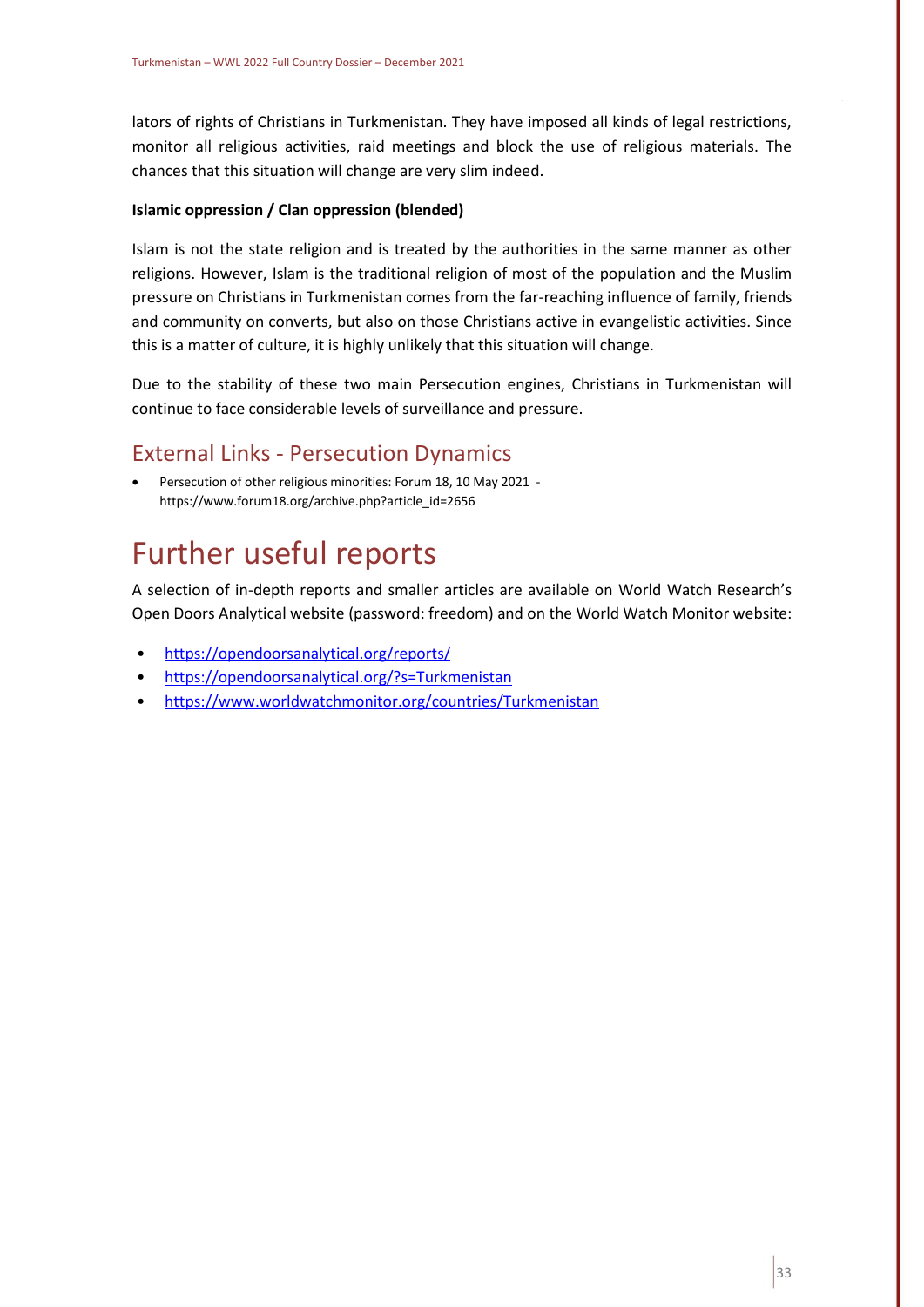lators of rights of Christians in Turkmenistan. They have imposed all kinds of legal restrictions, monitor all religious activities, raid meetings and block the use of religious materials. The chances that this situation will change are very slim indeed.

**Islamic oppression / Clan oppression (blended)**

Islam is not the state religion and is treated by the authorities in the same manner as other religions. However, Islam is the traditional religion of most of the population and the Muslim pressure on Christians in Turkmenistan comes from the far-reaching influence of family, friends and community on converts, but also on those Christians active in evangelistic activities. Since this is a matter of culture, it is highly unlikely that this situation will change.

Due to the stability of these two main Persecution engines, Christians in Turkmenistan will continue to face considerable levels of surveillance and pressure.

## External Links - Persecution Dynamics

- Persecution of other religious minorities: Forum 18, 10 May 2021 - https://www.forum18.org/archive.php?article_id=2656

# Further useful reports

A selection of in-depth reports and smaller articles are available on World Watch Research's Open Doors Analytical website (password: freedom) and on the World Watch Monitor website:

- https://opendoorsanalytical.org/reports/
- https://opendoorsanalytical.org/?s=Turkmenistan
- https://www.worldwatchmonitor.org/countries/Turkmenistan